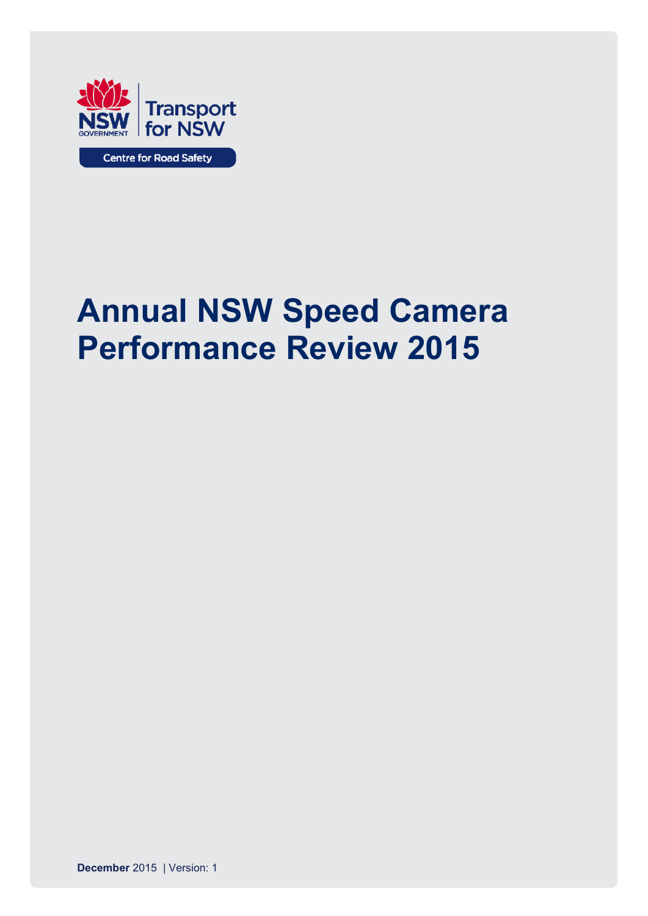NSW GOVERNMENT | Transport for NSW

Centre for Road Safety

# Annual NSW Speed Camera Performance Review 2015

**December** 2015 | Version: 1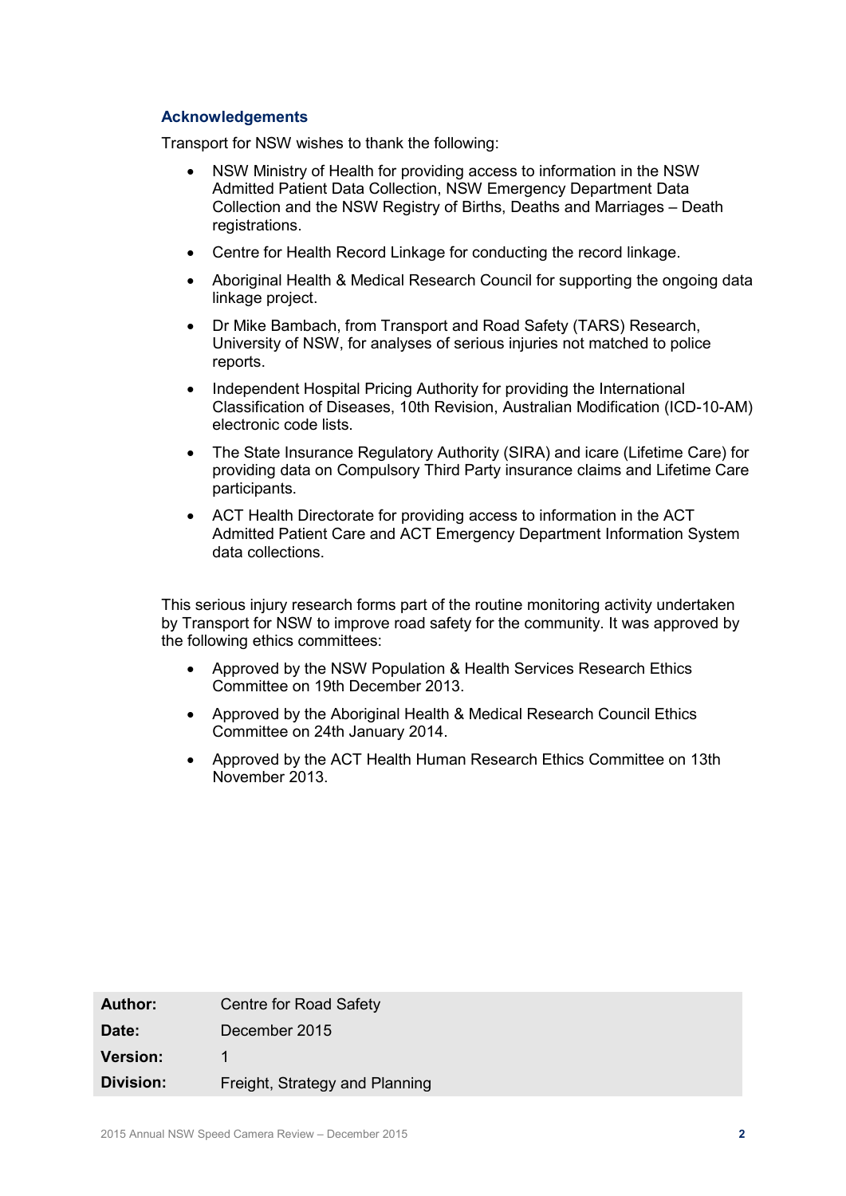## Acknowledgements

Transport for NSW wishes to thank the following:

- NSW Ministry of Health for providing access to information in the NSW Admitted Patient Data Collection, NSW Emergency Department Data Collection and the NSW Registry of Births, Deaths and Marriages – Death registrations.
- Centre for Health Record Linkage for conducting the record linkage.
- Aboriginal Health & Medical Research Council for supporting the ongoing data linkage project.
- Dr Mike Bambach, from Transport and Road Safety (TARS) Research, University of NSW, for analyses of serious injuries not matched to police reports.
- Independent Hospital Pricing Authority for providing the International Classification of Diseases, 10th Revision, Australian Modification (ICD-10-AM) electronic code lists.
- The State Insurance Regulatory Authority (SIRA) and icare (Lifetime Care) for providing data on Compulsory Third Party insurance claims and Lifetime Care participants.
- ACT Health Directorate for providing access to information in the ACT Admitted Patient Care and ACT Emergency Department Information System data collections.

This serious injury research forms part of the routine monitoring activity undertaken by Transport for NSW to improve road safety for the community. It was approved by the following ethics committees:

- Approved by the NSW Population & Health Services Research Ethics Committee on 19th December 2013.
- Approved by the Aboriginal Health & Medical Research Council Ethics Committee on 24th January 2014.
- Approved by the ACT Health Human Research Ethics Committee on 13th November 2013.

| | |
|---|---|
| **Author:** | Centre for Road Safety |
| **Date:** | December 2015 |
| **Version:** | 1 |
| **Division:** | Freight, Strategy and Planning |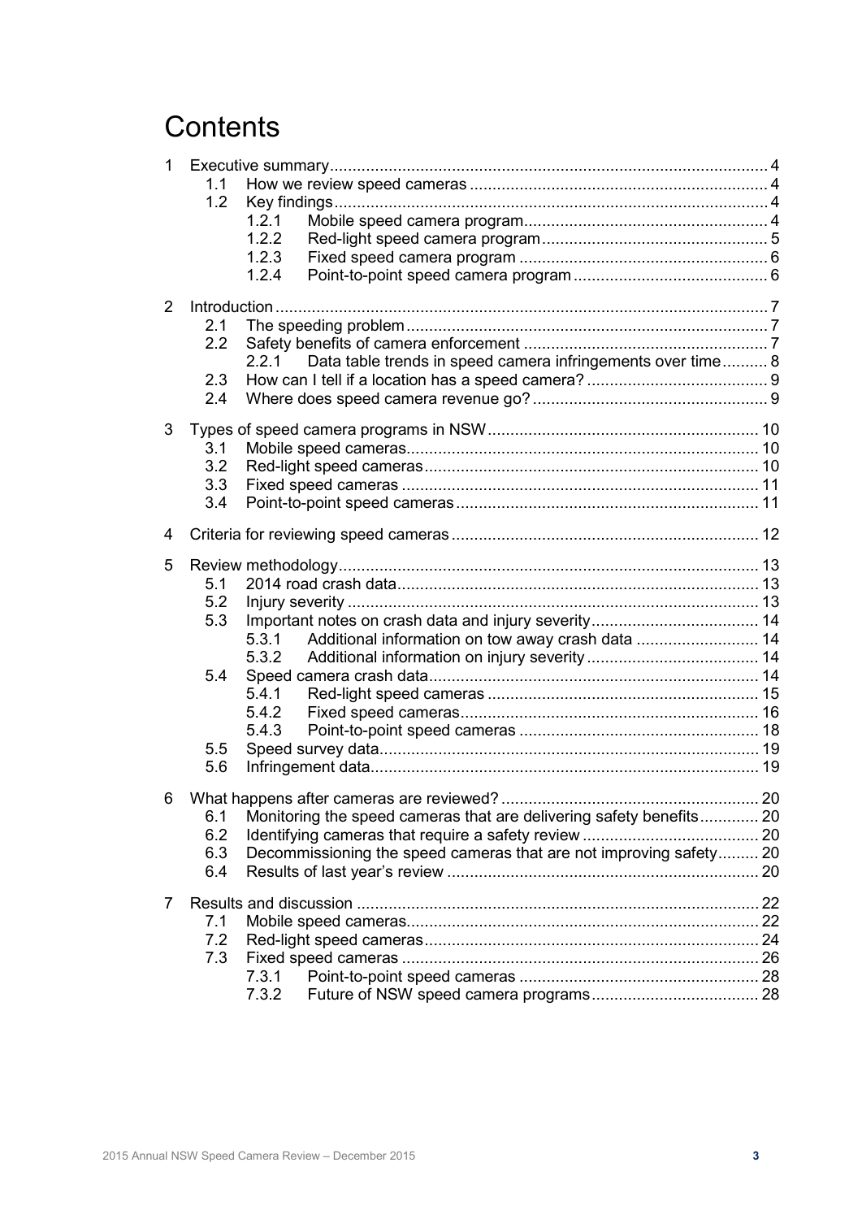# Contents

- 1 Executive summary ... 4
  - 1.1 How we review speed cameras ... 4
  - 1.2 Key findings ... 4
    - 1.2.1 Mobile speed camera program ... 4
    - 1.2.2 Red-light speed camera program ... 5
    - 1.2.3 Fixed speed camera program ... 6
    - 1.2.4 Point-to-point speed camera program ... 6
- 2 Introduction ... 7
  - 2.1 The speeding problem ... 7
  - 2.2 Safety benefits of camera enforcement ... 7
    - 2.2.1 Data table trends in speed camera infringements over time ... 8
  - 2.3 How can I tell if a location has a speed camera? ... 9
  - 2.4 Where does speed camera revenue go? ... 9
- 3 Types of speed camera programs in NSW ... 10
  - 3.1 Mobile speed cameras ... 10
  - 3.2 Red-light speed cameras ... 10
  - 3.3 Fixed speed cameras ... 11
  - 3.4 Point-to-point speed cameras ... 11
- 4 Criteria for reviewing speed cameras ... 12
- 5 Review methodology ... 13
  - 5.1 2014 road crash data ... 13
  - 5.2 Injury severity ... 13
  - 5.3 Important notes on crash data and injury severity ... 14
    - 5.3.1 Additional information on tow away crash data ... 14
    - 5.3.2 Additional information on injury severity ... 14
  - 5.4 Speed camera crash data ... 14
    - 5.4.1 Red-light speed cameras ... 15
    - 5.4.2 Fixed speed cameras ... 16
    - 5.4.3 Point-to-point speed cameras ... 18
  - 5.5 Speed survey data ... 19
  - 5.6 Infringement data ... 19
- 6 What happens after cameras are reviewed? ... 20
  - 6.1 Monitoring the speed cameras that are delivering safety benefits ... 20
  - 6.2 Identifying cameras that require a safety review ... 20
  - 6.3 Decommissioning the speed cameras that are not improving safety ... 20
  - 6.4 Results of last year's review ... 20
- 7 Results and discussion ... 22
  - 7.1 Mobile speed cameras ... 22
  - 7.2 Red-light speed cameras ... 24
  - 7.3 Fixed speed cameras ... 26
    - 7.3.1 Point-to-point speed cameras ... 28
    - 7.3.2 Future of NSW speed camera programs ... 28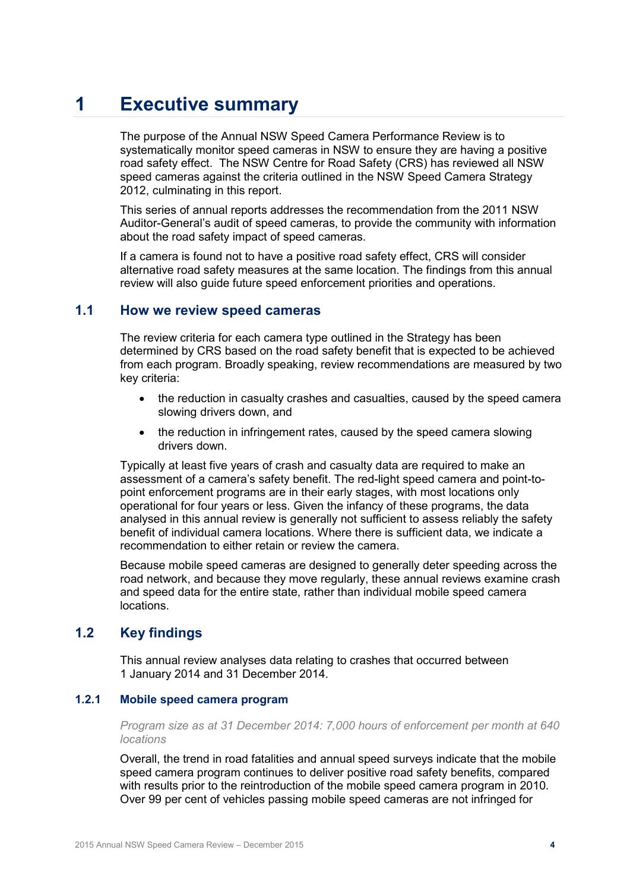# 1 Executive summary

The purpose of the Annual NSW Speed Camera Performance Review is to systematically monitor speed cameras in NSW to ensure they are having a positive road safety effect. The NSW Centre for Road Safety (CRS) has reviewed all NSW speed cameras against the criteria outlined in the NSW Speed Camera Strategy 2012, culminating in this report.

This series of annual reports addresses the recommendation from the 2011 NSW Auditor-General's audit of speed cameras, to provide the community with information about the road safety impact of speed cameras.

If a camera is found not to have a positive road safety effect, CRS will consider alternative road safety measures at the same location. The findings from this annual review will also guide future speed enforcement priorities and operations.

## 1.1 How we review speed cameras

The review criteria for each camera type outlined in the Strategy has been determined by CRS based on the road safety benefit that is expected to be achieved from each program. Broadly speaking, review recommendations are measured by two key criteria:

- the reduction in casualty crashes and casualties, caused by the speed camera slowing drivers down, and
- the reduction in infringement rates, caused by the speed camera slowing drivers down.

Typically at least five years of crash and casualty data are required to make an assessment of a camera's safety benefit. The red-light speed camera and point-to-point enforcement programs are in their early stages, with most locations only operational for four years or less. Given the infancy of these programs, the data analysed in this annual review is generally not sufficient to assess reliably the safety benefit of individual camera locations. Where there is sufficient data, we indicate a recommendation to either retain or review the camera.

Because mobile speed cameras are designed to generally deter speeding across the road network, and because they move regularly, these annual reviews examine crash and speed data for the entire state, rather than individual mobile speed camera locations.

## 1.2 Key findings

This annual review analyses data relating to crashes that occurred between 1 January 2014 and 31 December 2014.

### 1.2.1 Mobile speed camera program

*Program size as at 31 December 2014: 7,000 hours of enforcement per month at 640 locations*

Overall, the trend in road fatalities and annual speed surveys indicate that the mobile speed camera program continues to deliver positive road safety benefits, compared with results prior to the reintroduction of the mobile speed camera program in 2010. Over 99 per cent of vehicles passing mobile speed cameras are not infringed for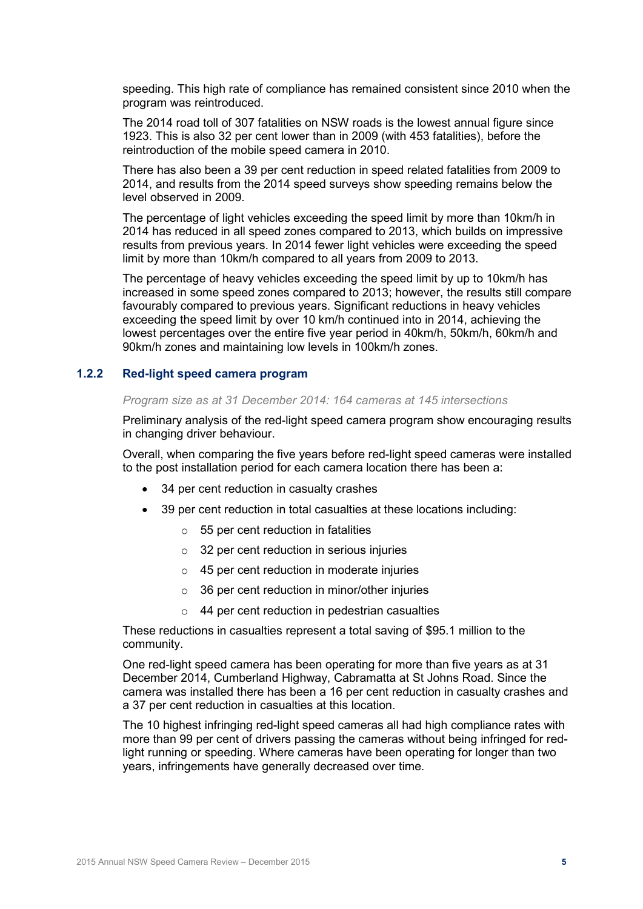speeding. This high rate of compliance has remained consistent since 2010 when the program was reintroduced.

The 2014 road toll of 307 fatalities on NSW roads is the lowest annual figure since 1923. This is also 32 per cent lower than in 2009 (with 453 fatalities), before the reintroduction of the mobile speed camera in 2010.

There has also been a 39 per cent reduction in speed related fatalities from 2009 to 2014, and results from the 2014 speed surveys show speeding remains below the level observed in 2009.

The percentage of light vehicles exceeding the speed limit by more than 10km/h in 2014 has reduced in all speed zones compared to 2013, which builds on impressive results from previous years. In 2014 fewer light vehicles were exceeding the speed limit by more than 10km/h compared to all years from 2009 to 2013.

The percentage of heavy vehicles exceeding the speed limit by up to 10km/h has increased in some speed zones compared to 2013; however, the results still compare favourably compared to previous years. Significant reductions in heavy vehicles exceeding the speed limit by over 10 km/h continued into in 2014, achieving the lowest percentages over the entire five year period in 40km/h, 50km/h, 60km/h and 90km/h zones and maintaining low levels in 100km/h zones.

### 1.2.2 Red-light speed camera program

*Program size as at 31 December 2014: 164 cameras at 145 intersections*

Preliminary analysis of the red-light speed camera program show encouraging results in changing driver behaviour.

Overall, when comparing the five years before red-light speed cameras were installed to the post installation period for each camera location there has been a:

- 34 per cent reduction in casualty crashes
- 39 per cent reduction in total casualties at these locations including:
  - 55 per cent reduction in fatalities
  - 32 per cent reduction in serious injuries
  - 45 per cent reduction in moderate injuries
  - 36 per cent reduction in minor/other injuries
  - 44 per cent reduction in pedestrian casualties

These reductions in casualties represent a total saving of $95.1 million to the community.

One red-light speed camera has been operating for more than five years as at 31 December 2014, Cumberland Highway, Cabramatta at St Johns Road. Since the camera was installed there has been a 16 per cent reduction in casualty crashes and a 37 per cent reduction in casualties at this location.

The 10 highest infringing red-light speed cameras all had high compliance rates with more than 99 per cent of drivers passing the cameras without being infringed for red-light running or speeding. Where cameras have been operating for longer than two years, infringements have generally decreased over time.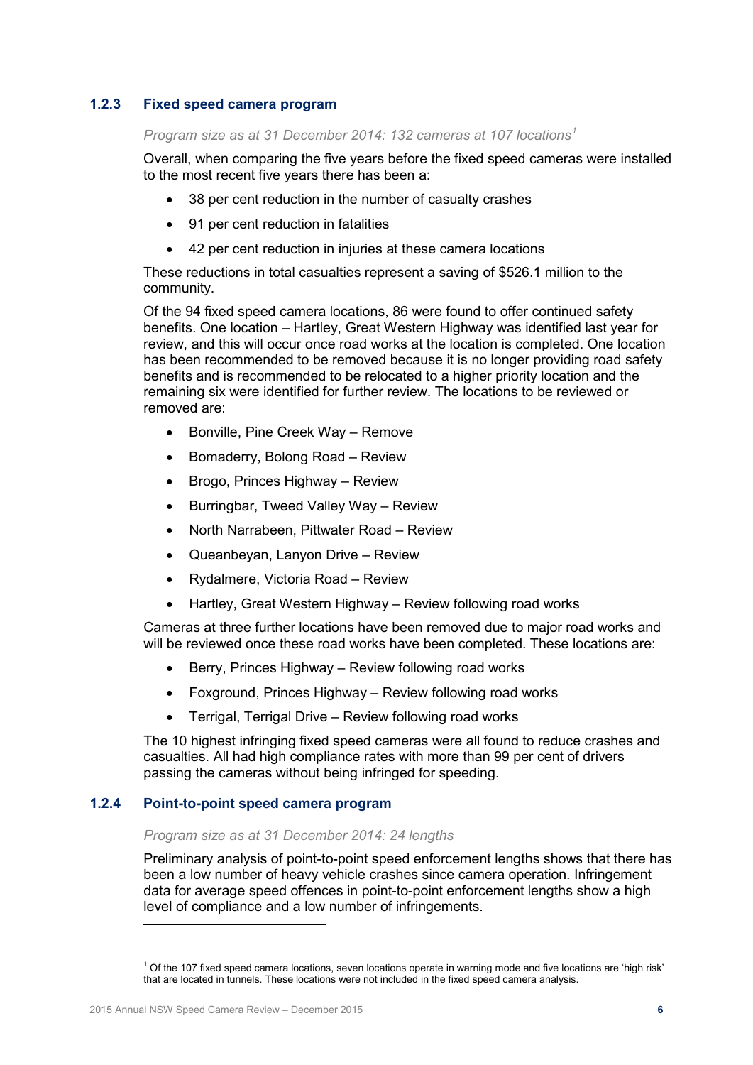### 1.2.3 Fixed speed camera program

*Program size as at 31 December 2014: 132 cameras at 107 locations*[1]

Overall, when comparing the five years before the fixed speed cameras were installed to the most recent five years there has been a:

- 38 per cent reduction in the number of casualty crashes
- 91 per cent reduction in fatalities
- 42 per cent reduction in injuries at these camera locations

These reductions in total casualties represent a saving of $526.1 million to the community.

Of the 94 fixed speed camera locations, 86 were found to offer continued safety benefits. One location – Hartley, Great Western Highway was identified last year for review, and this will occur once road works at the location is completed. One location has been recommended to be removed because it is no longer providing road safety benefits and is recommended to be relocated to a higher priority location and the remaining six were identified for further review. The locations to be reviewed or removed are:

- Bonville, Pine Creek Way – Remove
- Bomaderry, Bolong Road – Review
- Brogo, Princes Highway – Review
- Burringbar, Tweed Valley Way – Review
- North Narrabeen, Pittwater Road – Review
- Queanbeyan, Lanyon Drive – Review
- Rydalmere, Victoria Road – Review
- Hartley, Great Western Highway – Review following road works

Cameras at three further locations have been removed due to major road works and will be reviewed once these road works have been completed. These locations are:

- Berry, Princes Highway – Review following road works
- Foxground, Princes Highway – Review following road works
- Terrigal, Terrigal Drive – Review following road works

The 10 highest infringing fixed speed cameras were all found to reduce crashes and casualties. All had high compliance rates with more than 99 per cent of drivers passing the cameras without being infringed for speeding.

### 1.2.4 Point-to-point speed camera program

*Program size as at 31 December 2014: 24 lengths*

Preliminary analysis of point-to-point speed enforcement lengths shows that there has been a low number of heavy vehicle crashes since camera operation. Infringement data for average speed offences in point-to-point enforcement lengths show a high level of compliance and a low number of infringements.

---

[1] Of the 107 fixed speed camera locations, seven locations operate in warning mode and five locations are 'high risk' that are located in tunnels. These locations were not included in the fixed speed camera analysis.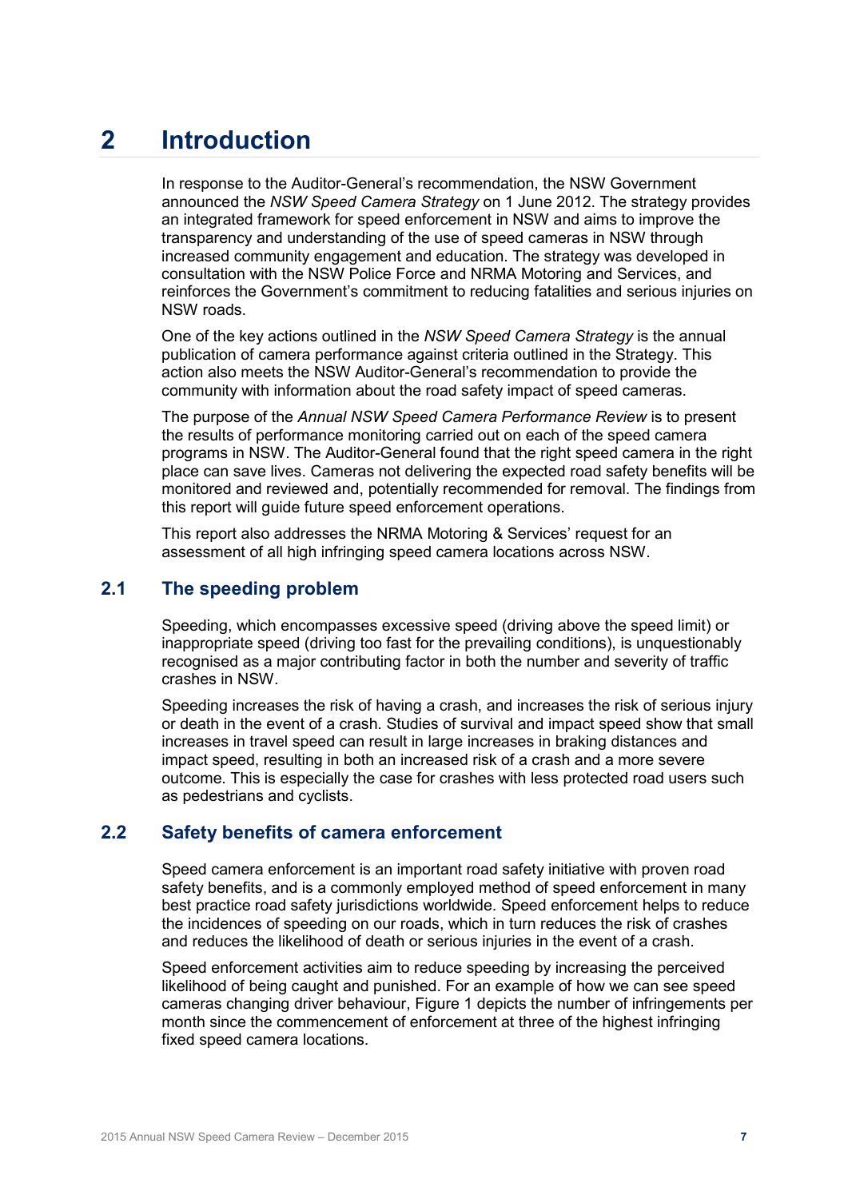# 2 Introduction

In response to the Auditor-General's recommendation, the NSW Government announced the *NSW Speed Camera Strategy* on 1 June 2012. The strategy provides an integrated framework for speed enforcement in NSW and aims to improve the transparency and understanding of the use of speed cameras in NSW through increased community engagement and education. The strategy was developed in consultation with the NSW Police Force and NRMA Motoring and Services, and reinforces the Government's commitment to reducing fatalities and serious injuries on NSW roads.

One of the key actions outlined in the *NSW Speed Camera Strategy* is the annual publication of camera performance against criteria outlined in the Strategy. This action also meets the NSW Auditor-General's recommendation to provide the community with information about the road safety impact of speed cameras.

The purpose of the *Annual NSW Speed Camera Performance Review* is to present the results of performance monitoring carried out on each of the speed camera programs in NSW. The Auditor-General found that the right speed camera in the right place can save lives. Cameras not delivering the expected road safety benefits will be monitored and reviewed and, potentially recommended for removal. The findings from this report will guide future speed enforcement operations.

This report also addresses the NRMA Motoring & Services' request for an assessment of all high infringing speed camera locations across NSW.

## 2.1 The speeding problem

Speeding, which encompasses excessive speed (driving above the speed limit) or inappropriate speed (driving too fast for the prevailing conditions), is unquestionably recognised as a major contributing factor in both the number and severity of traffic crashes in NSW.

Speeding increases the risk of having a crash, and increases the risk of serious injury or death in the event of a crash. Studies of survival and impact speed show that small increases in travel speed can result in large increases in braking distances and impact speed, resulting in both an increased risk of a crash and a more severe outcome. This is especially the case for crashes with less protected road users such as pedestrians and cyclists.

## 2.2 Safety benefits of camera enforcement

Speed camera enforcement is an important road safety initiative with proven road safety benefits, and is a commonly employed method of speed enforcement in many best practice road safety jurisdictions worldwide. Speed enforcement helps to reduce the incidences of speeding on our roads, which in turn reduces the risk of crashes and reduces the likelihood of death or serious injuries in the event of a crash.

Speed enforcement activities aim to reduce speeding by increasing the perceived likelihood of being caught and punished. For an example of how we can see speed cameras changing driver behaviour, Figure 1 depicts the number of infringements per month since the commencement of enforcement at three of the highest infringing fixed speed camera locations.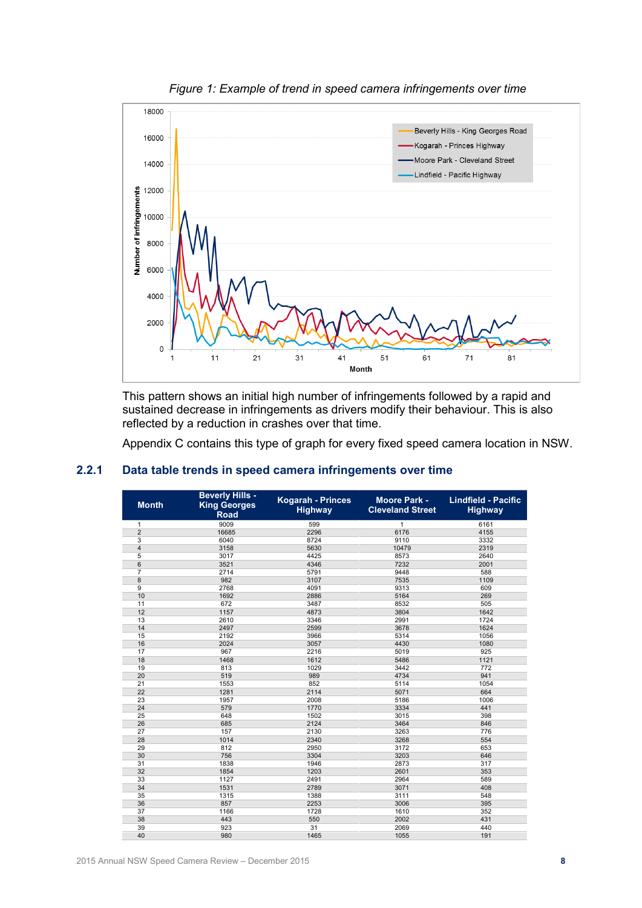*Figure 1: Example of trend in speed camera infringements over time*

This pattern shows an initial high number of infringements followed by a rapid and sustained decrease in infringements as drivers modify their behaviour. This is also reflected by a reduction in crashes over that time.

Appendix C contains this type of graph for every fixed speed camera location in NSW.

### 2.2.1 Data table trends in speed camera infringements over time

| Month | Beverly Hills - King Georges Road | Kogarah - Princes Highway | Moore Park - Cleveland Street | Lindfield - Pacific Highway |
|---|---|---|---|---|
| 1 | 9009 | 599 | 1 | 6161 |
| 2 | 16685 | 2296 | 6176 | 4155 |
| 3 | 6040 | 8724 | 9110 | 3332 |
| 4 | 3158 | 5630 | 10479 | 2319 |
| 5 | 3017 | 4425 | 8573 | 2640 |
| 6 | 3521 | 4346 | 7232 | 2001 |
| 7 | 2714 | 5791 | 9448 | 588 |
| 8 | 982 | 3107 | 7535 | 1109 |
| 9 | 2768 | 4091 | 9313 | 609 |
| 10 | 1692 | 2886 | 5164 | 269 |
| 11 | 672 | 3487 | 8532 | 505 |
| 12 | 1157 | 4873 | 3804 | 1642 |
| 13 | 2610 | 3346 | 2991 | 1724 |
| 14 | 2497 | 2599 | 3678 | 1624 |
| 15 | 2192 | 3966 | 5314 | 1056 |
| 16 | 2024 | 3057 | 4430 | 1080 |
| 17 | 967 | 2216 | 5019 | 925 |
| 18 | 1468 | 1612 | 5486 | 1121 |
| 19 | 813 | 1029 | 3442 | 772 |
| 20 | 519 | 989 | 4734 | 941 |
| 21 | 1553 | 852 | 5114 | 1054 |
| 22 | 1281 | 2114 | 5071 | 664 |
| 23 | 1957 | 2008 | 5186 | 1006 |
| 24 | 579 | 1770 | 3334 | 441 |
| 25 | 648 | 1502 | 3015 | 398 |
| 26 | 685 | 2124 | 3464 | 846 |
| 27 | 157 | 2130 | 3263 | 776 |
| 28 | 1014 | 2340 | 3268 | 554 |
| 29 | 812 | 2950 | 3172 | 653 |
| 30 | 756 | 3304 | 3203 | 646 |
| 31 | 1838 | 1946 | 2873 | 317 |
| 32 | 1854 | 1203 | 2601 | 353 |
| 33 | 1127 | 2491 | 2964 | 589 |
| 34 | 1531 | 2789 | 3071 | 408 |
| 35 | 1315 | 1388 | 3111 | 548 |
| 36 | 857 | 2253 | 3006 | 395 |
| 37 | 1166 | 1728 | 1610 | 352 |
| 38 | 443 | 550 | 2002 | 431 |
| 39 | 923 | 31 | 2069 | 440 |
| 40 | 980 | 1465 | 1055 | 191 |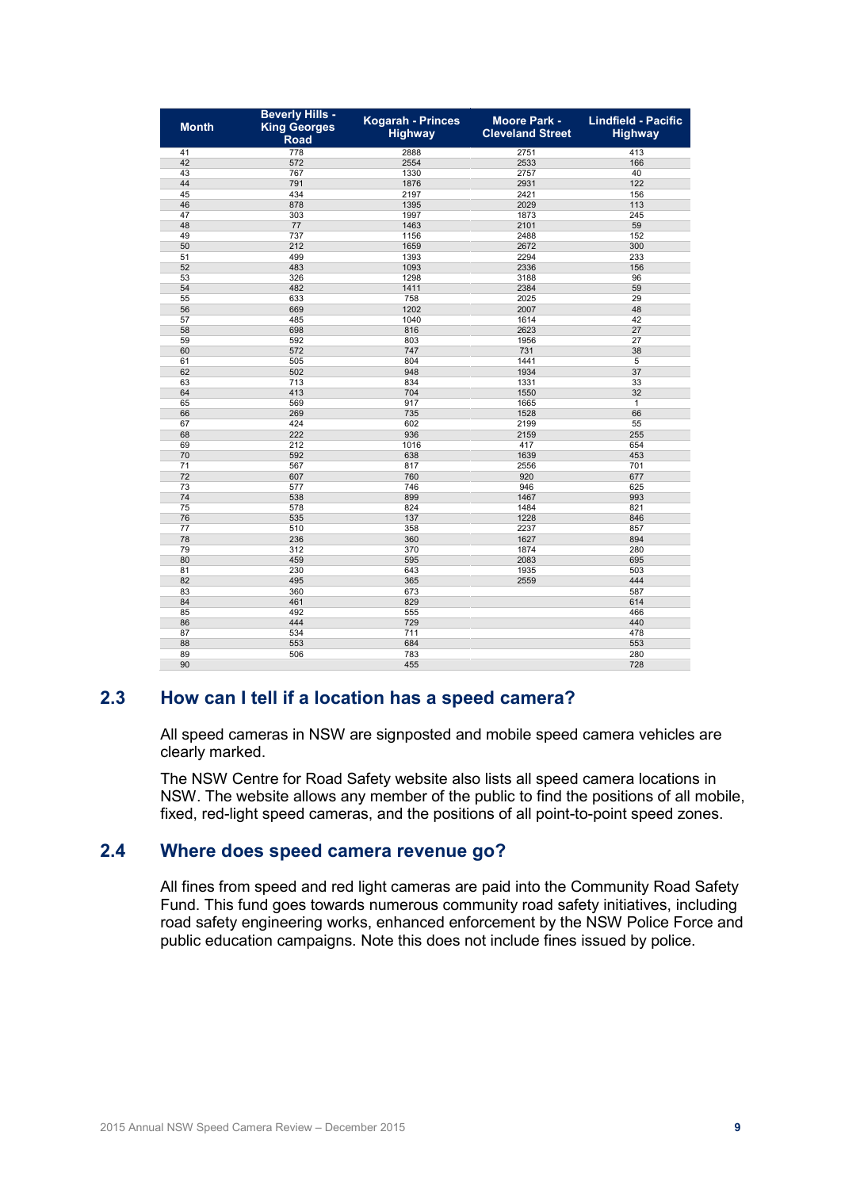| Month | Beverly Hills - King Georges Road | Kogarah - Princes Highway | Moore Park - Cleveland Street | Lindfield - Pacific Highway |
|---|---|---|---|---|
| 41 | 778 | 2888 | 2751 | 413 |
| 42 | 572 | 2554 | 2533 | 166 |
| 43 | 767 | 1330 | 2757 | 40 |
| 44 | 791 | 1876 | 2931 | 122 |
| 45 | 434 | 2197 | 2421 | 156 |
| 46 | 878 | 1395 | 2029 | 113 |
| 47 | 303 | 1997 | 1873 | 245 |
| 48 | 77 | 1463 | 2101 | 59 |
| 49 | 737 | 1156 | 2488 | 152 |
| 50 | 212 | 1659 | 2672 | 300 |
| 51 | 499 | 1393 | 2294 | 233 |
| 52 | 483 | 1093 | 2336 | 156 |
| 53 | 326 | 1298 | 3188 | 96 |
| 54 | 482 | 1411 | 2384 | 59 |
| 55 | 633 | 758 | 2025 | 29 |
| 56 | 669 | 1202 | 2007 | 48 |
| 57 | 485 | 1040 | 1614 | 42 |
| 58 | 698 | 816 | 2623 | 27 |
| 59 | 592 | 803 | 1956 | 27 |
| 60 | 572 | 747 | 731 | 38 |
| 61 | 505 | 804 | 1441 | 5 |
| 62 | 502 | 948 | 1934 | 37 |
| 63 | 713 | 834 | 1331 | 33 |
| 64 | 413 | 704 | 1550 | 32 |
| 65 | 569 | 917 | 1665 | 1 |
| 66 | 269 | 735 | 1528 | 66 |
| 67 | 424 | 602 | 2199 | 55 |
| 68 | 222 | 936 | 2159 | 255 |
| 69 | 212 | 1016 | 417 | 654 |
| 70 | 592 | 638 | 1639 | 453 |
| 71 | 567 | 817 | 2556 | 701 |
| 72 | 607 | 760 | 920 | 677 |
| 73 | 577 | 746 | 946 | 625 |
| 74 | 538 | 899 | 1467 | 993 |
| 75 | 578 | 824 | 1484 | 821 |
| 76 | 535 | 137 | 1228 | 846 |
| 77 | 510 | 358 | 2237 | 857 |
| 78 | 236 | 360 | 1627 | 894 |
| 79 | 312 | 370 | 1874 | 280 |
| 80 | 459 | 595 | 2083 | 695 |
| 81 | 230 | 643 | 1935 | 503 |
| 82 | 495 | 365 | 2559 | 444 |
| 83 | 360 | 673 | | 587 |
| 84 | 461 | 829 | | 614 |
| 85 | 492 | 555 | | 466 |
| 86 | 444 | 729 | | 440 |
| 87 | 534 | 711 | | 478 |
| 88 | 553 | 684 | | 553 |
| 89 | 506 | 783 | | 280 |
| 90 | | 455 | | 728 |

## 2.3 How can I tell if a location has a speed camera?

All speed cameras in NSW are signposted and mobile speed camera vehicles are clearly marked.

The NSW Centre for Road Safety website also lists all speed camera locations in NSW. The website allows any member of the public to find the positions of all mobile, fixed, red-light speed cameras, and the positions of all point-to-point speed zones.

## 2.4 Where does speed camera revenue go?

All fines from speed and red light cameras are paid into the Community Road Safety Fund. This fund goes towards numerous community road safety initiatives, including road safety engineering works, enhanced enforcement by the NSW Police Force and public education campaigns. Note this does not include fines issued by police.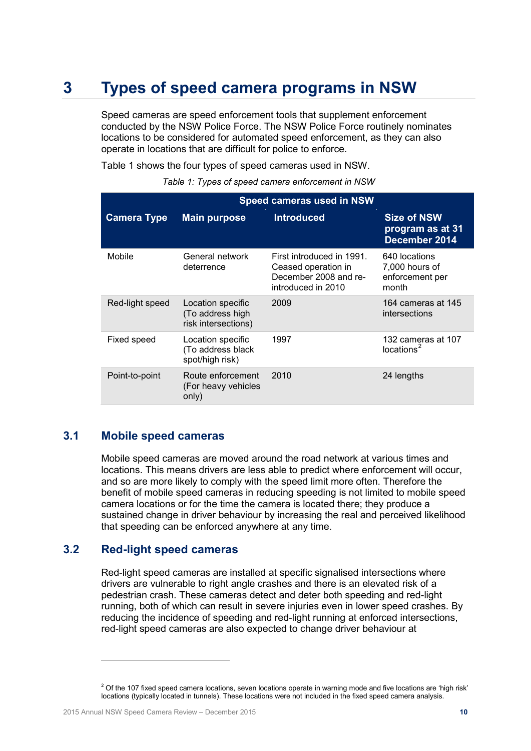# 3 Types of speed camera programs in NSW

Speed cameras are speed enforcement tools that supplement enforcement conducted by the NSW Police Force. The NSW Police Force routinely nominates locations to be considered for automated speed enforcement, as they can also operate in locations that are difficult for police to enforce.

Table 1 shows the four types of speed cameras used in NSW.

*Table 1: Types of speed camera enforcement in NSW*

| Speed cameras used in NSW | | | |
|---|---|---|---|
| **Camera Type** | **Main purpose** | **Introduced** | **Size of NSW program as at 31 December 2014** |
| Mobile | General network deterrence | First introduced in 1991. Ceased operation in December 2008 and re-introduced in 2010 | 640 locations 7,000 hours of enforcement per month |
| Red-light speed | Location specific (To address high risk intersections) | 2009 | 164 cameras at 145 intersections |
| Fixed speed | Location specific (To address black spot/high risk) | 1997 | 132 cameras at 107 locations[2] |
| Point-to-point | Route enforcement (For heavy vehicles only) | 2010 | 24 lengths |

## 3.1 Mobile speed cameras

Mobile speed cameras are moved around the road network at various times and locations. This means drivers are less able to predict where enforcement will occur, and so are more likely to comply with the speed limit more often. Therefore the benefit of mobile speed cameras in reducing speeding is not limited to mobile speed camera locations or for the time the camera is located there; they produce a sustained change in driver behaviour by increasing the real and perceived likelihood that speeding can be enforced anywhere at any time.

## 3.2 Red-light speed cameras

Red-light speed cameras are installed at specific signalised intersections where drivers are vulnerable to right angle crashes and there is an elevated risk of a pedestrian crash. These cameras detect and deter both speeding and red-light running, both of which can result in severe injuries even in lower speed crashes. By reducing the incidence of speeding and red-light running at enforced intersections, red-light speed cameras are also expected to change driver behaviour at

---

[2] Of the 107 fixed speed camera locations, seven locations operate in warning mode and five locations are 'high risk' locations (typically located in tunnels). These locations were not included in the fixed speed camera analysis.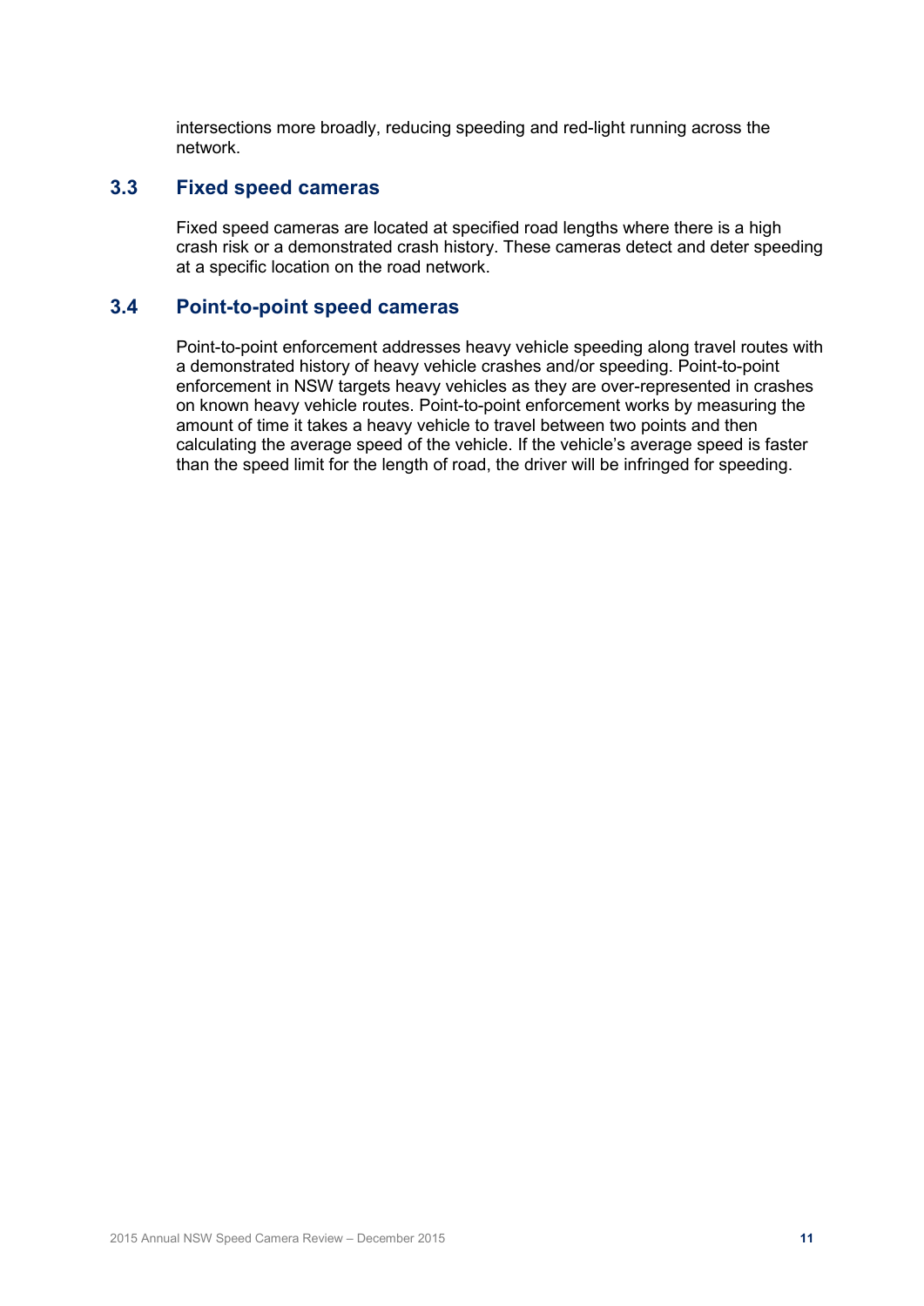intersections more broadly, reducing speeding and red-light running across the network.

## 3.3 Fixed speed cameras

Fixed speed cameras are located at specified road lengths where there is a high crash risk or a demonstrated crash history. These cameras detect and deter speeding at a specific location on the road network.

## 3.4 Point-to-point speed cameras

Point-to-point enforcement addresses heavy vehicle speeding along travel routes with a demonstrated history of heavy vehicle crashes and/or speeding. Point-to-point enforcement in NSW targets heavy vehicles as they are over-represented in crashes on known heavy vehicle routes. Point-to-point enforcement works by measuring the amount of time it takes a heavy vehicle to travel between two points and then calculating the average speed of the vehicle. If the vehicle's average speed is faster than the speed limit for the length of road, the driver will be infringed for speeding.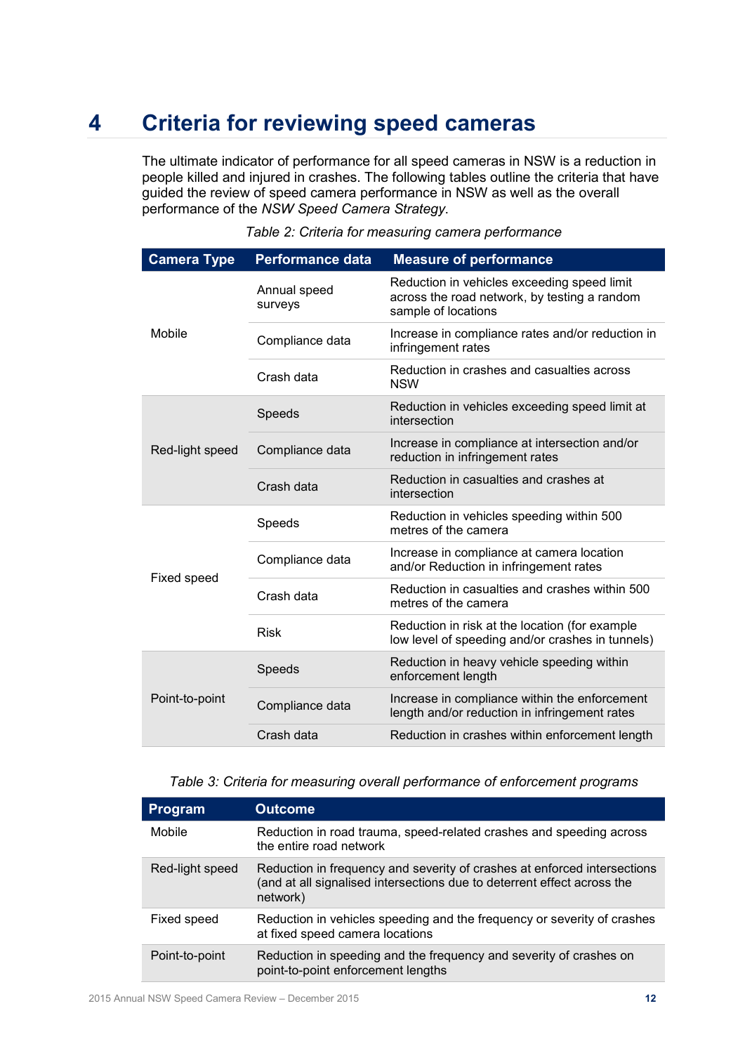# 4 Criteria for reviewing speed cameras

The ultimate indicator of performance for all speed cameras in NSW is a reduction in people killed and injured in crashes. The following tables outline the criteria that have guided the review of speed camera performance in NSW as well as the overall performance of the *NSW Speed Camera Strategy*.

*Table 2: Criteria for measuring camera performance*

| Camera Type | Performance data | Measure of performance |
|---|---|---|
| Mobile | Annual speed surveys | Reduction in vehicles exceeding speed limit across the road network, by testing a random sample of locations |
| | Compliance data | Increase in compliance rates and/or reduction in infringement rates |
| | Crash data | Reduction in crashes and casualties across NSW |
| Red-light speed | Speeds | Reduction in vehicles exceeding speed limit at intersection |
| | Compliance data | Increase in compliance at intersection and/or reduction in infringement rates |
| | Crash data | Reduction in casualties and crashes at intersection |
| Fixed speed | Speeds | Reduction in vehicles speeding within 500 metres of the camera |
| | Compliance data | Increase in compliance at camera location and/or Reduction in infringement rates |
| | Crash data | Reduction in casualties and crashes within 500 metres of the camera |
| | Risk | Reduction in risk at the location (for example low level of speeding and/or crashes in tunnels) |
| Point-to-point | Speeds | Reduction in heavy vehicle speeding within enforcement length |
| | Compliance data | Increase in compliance within the enforcement length and/or reduction in infringement rates |
| | Crash data | Reduction in crashes within enforcement length |

*Table 3: Criteria for measuring overall performance of enforcement programs*

| Program | Outcome |
|---|---|
| Mobile | Reduction in road trauma, speed-related crashes and speeding across the entire road network |
| Red-light speed | Reduction in frequency and severity of crashes at enforced intersections (and at all signalised intersections due to deterrent effect across the network) |
| Fixed speed | Reduction in vehicles speeding and the frequency or severity of crashes at fixed speed camera locations |
| Point-to-point | Reduction in speeding and the frequency and severity of crashes on point-to-point enforcement lengths |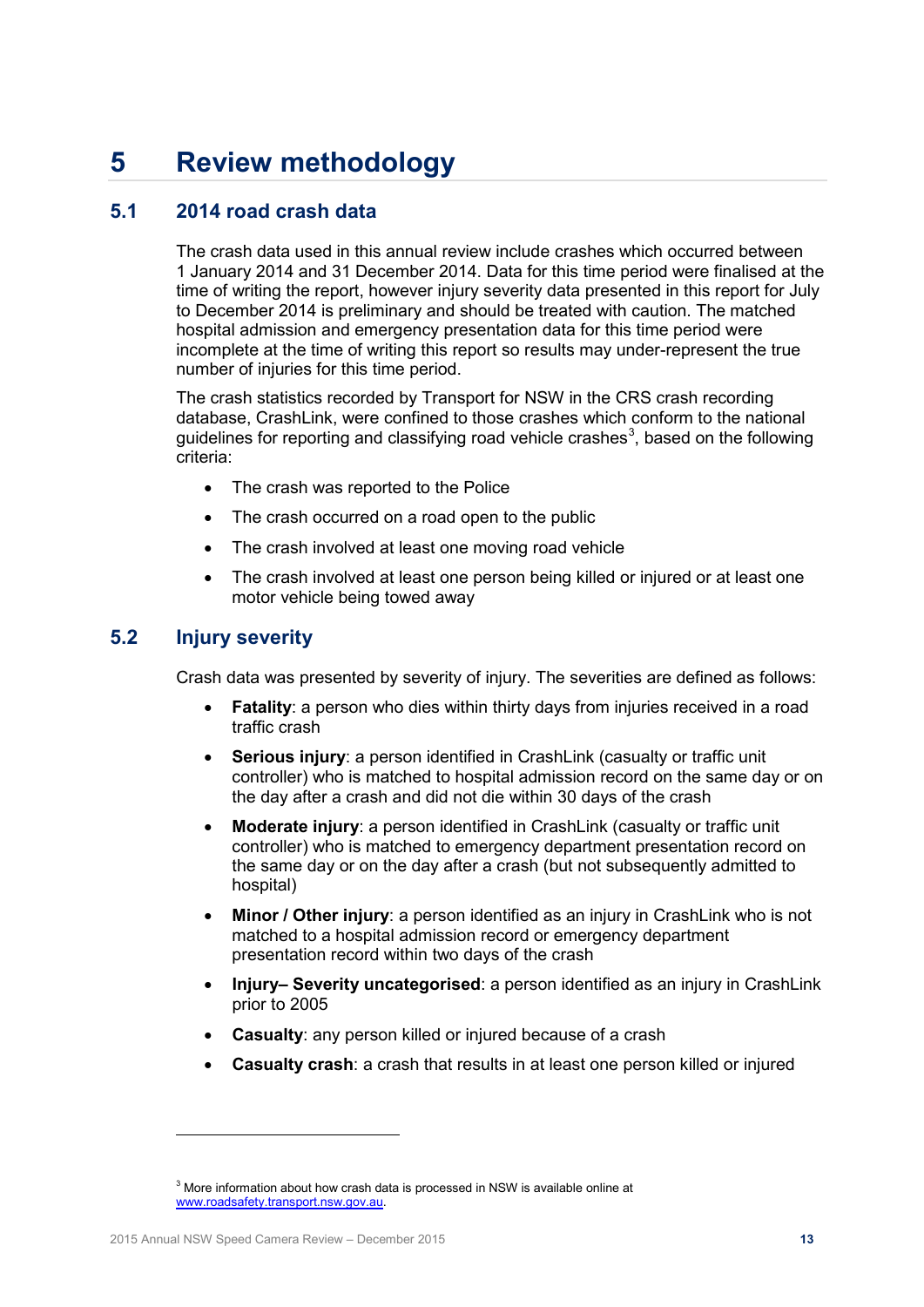# 5 Review methodology

## 5.1 2014 road crash data

The crash data used in this annual review include crashes which occurred between 1 January 2014 and 31 December 2014. Data for this time period were finalised at the time of writing the report, however injury severity data presented in this report for July to December 2014 is preliminary and should be treated with caution. The matched hospital admission and emergency presentation data for this time period were incomplete at the time of writing this report so results may under-represent the true number of injuries for this time period.

The crash statistics recorded by Transport for NSW in the CRS crash recording database, CrashLink, were confined to those crashes which conform to the national guidelines for reporting and classifying road vehicle crashes[3], based on the following criteria:

- The crash was reported to the Police
- The crash occurred on a road open to the public
- The crash involved at least one moving road vehicle
- The crash involved at least one person being killed or injured or at least one motor vehicle being towed away

## 5.2 Injury severity

Crash data was presented by severity of injury. The severities are defined as follows:

- **Fatality**: a person who dies within thirty days from injuries received in a road traffic crash
- **Serious injury**: a person identified in CrashLink (casualty or traffic unit controller) who is matched to hospital admission record on the same day or on the day after a crash and did not die within 30 days of the crash
- **Moderate injury**: a person identified in CrashLink (casualty or traffic unit controller) who is matched to emergency department presentation record on the same day or on the day after a crash (but not subsequently admitted to hospital)
- **Minor / Other injury**: a person identified as an injury in CrashLink who is not matched to a hospital admission record or emergency department presentation record within two days of the crash
- **Injury– Severity uncategorised**: a person identified as an injury in CrashLink prior to 2005
- **Casualty**: any person killed or injured because of a crash
- **Casualty crash**: a crash that results in at least one person killed or injured

[3] More information about how crash data is processed in NSW is available online at www.roadsafety.transport.nsw.gov.au.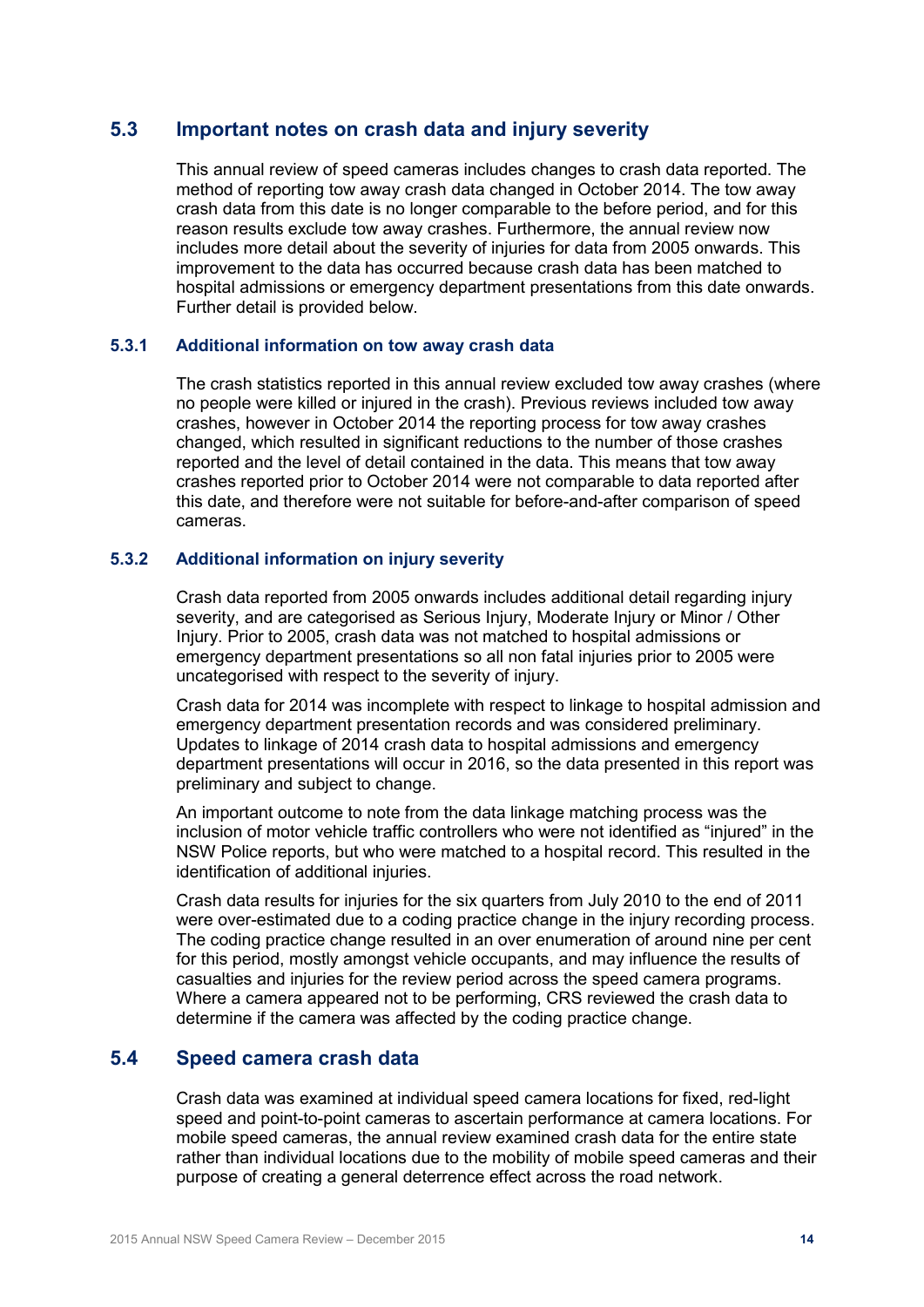## 5.3 Important notes on crash data and injury severity

This annual review of speed cameras includes changes to crash data reported. The method of reporting tow away crash data changed in October 2014. The tow away crash data from this date is no longer comparable to the before period, and for this reason results exclude tow away crashes. Furthermore, the annual review now includes more detail about the severity of injuries for data from 2005 onwards. This improvement to the data has occurred because crash data has been matched to hospital admissions or emergency department presentations from this date onwards. Further detail is provided below.

### 5.3.1 Additional information on tow away crash data

The crash statistics reported in this annual review excluded tow away crashes (where no people were killed or injured in the crash). Previous reviews included tow away crashes, however in October 2014 the reporting process for tow away crashes changed, which resulted in significant reductions to the number of those crashes reported and the level of detail contained in the data. This means that tow away crashes reported prior to October 2014 were not comparable to data reported after this date, and therefore were not suitable for before-and-after comparison of speed cameras.

### 5.3.2 Additional information on injury severity

Crash data reported from 2005 onwards includes additional detail regarding injury severity, and are categorised as Serious Injury, Moderate Injury or Minor / Other Injury. Prior to 2005, crash data was not matched to hospital admissions or emergency department presentations so all non fatal injuries prior to 2005 were uncategorised with respect to the severity of injury.

Crash data for 2014 was incomplete with respect to linkage to hospital admission and emergency department presentation records and was considered preliminary. Updates to linkage of 2014 crash data to hospital admissions and emergency department presentations will occur in 2016, so the data presented in this report was preliminary and subject to change.

An important outcome to note from the data linkage matching process was the inclusion of motor vehicle traffic controllers who were not identified as "injured" in the NSW Police reports, but who were matched to a hospital record. This resulted in the identification of additional injuries.

Crash data results for injuries for the six quarters from July 2010 to the end of 2011 were over-estimated due to a coding practice change in the injury recording process. The coding practice change resulted in an over enumeration of around nine per cent for this period, mostly amongst vehicle occupants, and may influence the results of casualties and injuries for the review period across the speed camera programs. Where a camera appeared not to be performing, CRS reviewed the crash data to determine if the camera was affected by the coding practice change.

## 5.4 Speed camera crash data

Crash data was examined at individual speed camera locations for fixed, red-light speed and point-to-point cameras to ascertain performance at camera locations. For mobile speed cameras, the annual review examined crash data for the entire state rather than individual locations due to the mobility of mobile speed cameras and their purpose of creating a general deterrence effect across the road network.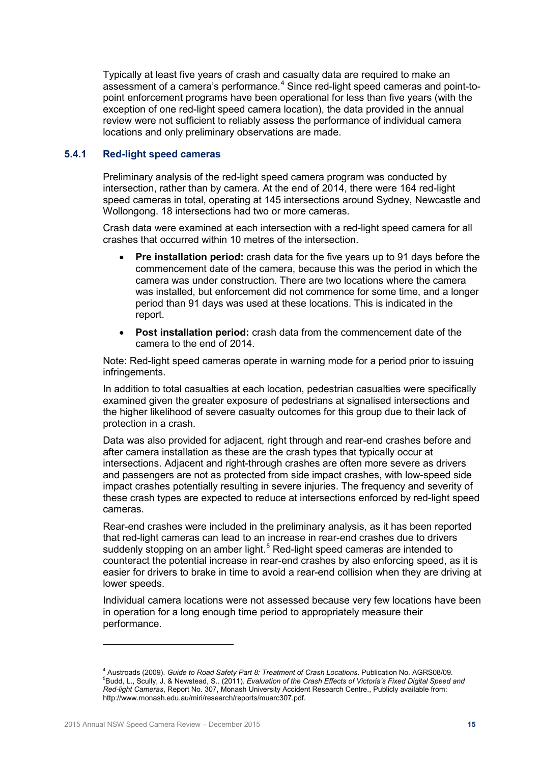Typically at least five years of crash and casualty data are required to make an assessment of a camera's performance.[4] Since red-light speed cameras and point-to-point enforcement programs have been operational for less than five years (with the exception of one red-light speed camera location), the data provided in the annual review were not sufficient to reliably assess the performance of individual camera locations and only preliminary observations are made.

### 5.4.1 Red-light speed cameras

Preliminary analysis of the red-light speed camera program was conducted by intersection, rather than by camera. At the end of 2014, there were 164 red-light speed cameras in total, operating at 145 intersections around Sydney, Newcastle and Wollongong. 18 intersections had two or more cameras.

Crash data were examined at each intersection with a red-light speed camera for all crashes that occurred within 10 metres of the intersection.

- **Pre installation period:** crash data for the five years up to 91 days before the commencement date of the camera, because this was the period in which the camera was under construction. There are two locations where the camera was installed, but enforcement did not commence for some time, and a longer period than 91 days was used at these locations. This is indicated in the report.
- **Post installation period:** crash data from the commencement date of the camera to the end of 2014.

Note: Red-light speed cameras operate in warning mode for a period prior to issuing infringements.

In addition to total casualties at each location, pedestrian casualties were specifically examined given the greater exposure of pedestrians at signalised intersections and the higher likelihood of severe casualty outcomes for this group due to their lack of protection in a crash.

Data was also provided for adjacent, right through and rear-end crashes before and after camera installation as these are the crash types that typically occur at intersections. Adjacent and right-through crashes are often more severe as drivers and passengers are not as protected from side impact crashes, with low-speed side impact crashes potentially resulting in severe injuries. The frequency and severity of these crash types are expected to reduce at intersections enforced by red-light speed cameras.

Rear-end crashes were included in the preliminary analysis, as it has been reported that red-light cameras can lead to an increase in rear-end crashes due to drivers suddenly stopping on an amber light.[5] Red-light speed cameras are intended to counteract the potential increase in rear-end crashes by also enforcing speed, as it is easier for drivers to brake in time to avoid a rear-end collision when they are driving at lower speeds.

Individual camera locations were not assessed because very few locations have been in operation for a long enough time period to appropriately measure their performance.

---

[4] Austroads (2009). *Guide to Road Safety Part 8: Treatment of Crash Locations*. Publication No. AGRS08/09.

[5] Budd, L., Scully, J. & Newstead, S.. (2011). *Evaluation of the Crash Effects of Victoria's Fixed Digital Speed and Red-light Cameras*, Report No. 307, Monash University Accident Research Centre., Publicly available from: http://www.monash.edu.au/miri/research/reports/muarc307.pdf.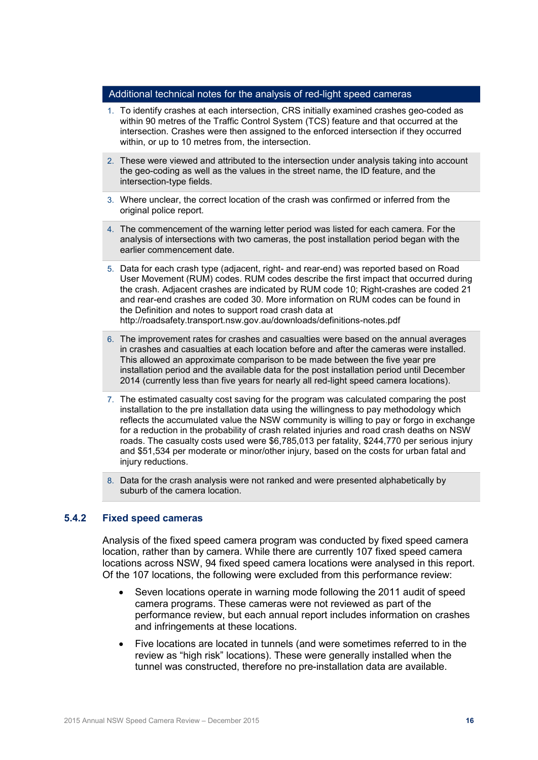### Additional technical notes for the analysis of red-light speed cameras

1. To identify crashes at each intersection, CRS initially examined crashes geo-coded as within 90 metres of the Traffic Control System (TCS) feature and that occurred at the intersection. Crashes were then assigned to the enforced intersection if they occurred within, or up to 10 metres from, the intersection.
2. These were viewed and attributed to the intersection under analysis taking into account the geo-coding as well as the values in the street name, the ID feature, and the intersection-type fields.
3. Where unclear, the correct location of the crash was confirmed or inferred from the original police report.
4. The commencement of the warning letter period was listed for each camera. For the analysis of intersections with two cameras, the post installation period began with the earlier commencement date.
5. Data for each crash type (adjacent, right- and rear-end) was reported based on Road User Movement (RUM) codes. RUM codes describe the first impact that occurred during the crash. Adjacent crashes are indicated by RUM code 10; Right-crashes are coded 21 and rear-end crashes are coded 30. More information on RUM codes can be found in the Definition and notes to support road crash data at http://roadsafety.transport.nsw.gov.au/downloads/definitions-notes.pdf
6. The improvement rates for crashes and casualties were based on the annual averages in crashes and casualties at each location before and after the cameras were installed. This allowed an approximate comparison to be made between the five year pre installation period and the available data for the post installation period until December 2014 (currently less than five years for nearly all red-light speed camera locations).
7. The estimated casualty cost saving for the program was calculated comparing the post installation to the pre installation data using the willingness to pay methodology which reflects the accumulated value the NSW community is willing to pay or forgo in exchange for a reduction in the probability of crash related injuries and road crash deaths on NSW roads. The casualty costs used were $6,785,013 per fatality, $244,770 per serious injury and $51,534 per moderate or minor/other injury, based on the costs for urban fatal and injury reductions.
8. Data for the crash analysis were not ranked and were presented alphabetically by suburb of the camera location.

### 5.4.2 Fixed speed cameras

Analysis of the fixed speed camera program was conducted by fixed speed camera location, rather than by camera. While there are currently 107 fixed speed camera locations across NSW, 94 fixed speed camera locations were analysed in this report. Of the 107 locations, the following were excluded from this performance review:

- Seven locations operate in warning mode following the 2011 audit of speed camera programs. These cameras were not reviewed as part of the performance review, but each annual report includes information on crashes and infringements at these locations.
- Five locations are located in tunnels (and were sometimes referred to in the review as "high risk" locations). These were generally installed when the tunnel was constructed, therefore no pre-installation data are available.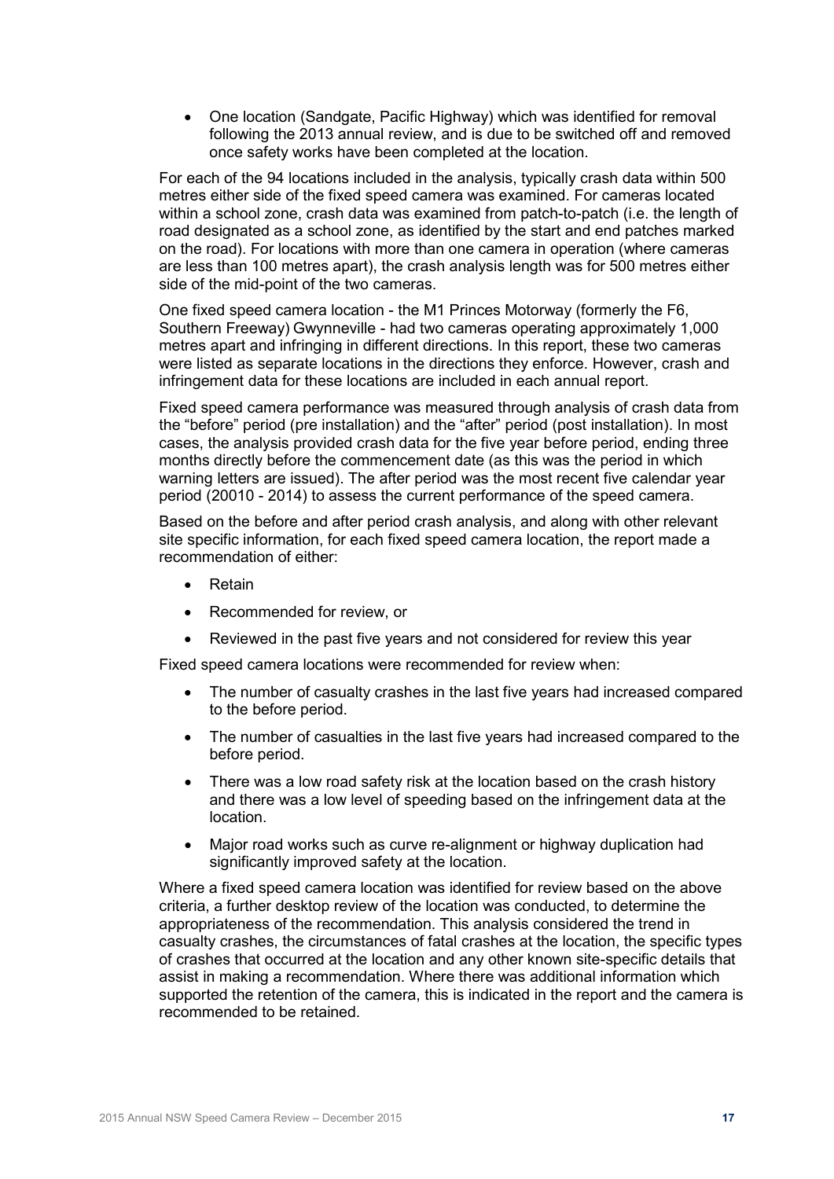- One location (Sandgate, Pacific Highway) which was identified for removal following the 2013 annual review, and is due to be switched off and removed once safety works have been completed at the location.

For each of the 94 locations included in the analysis, typically crash data within 500 metres either side of the fixed speed camera was examined. For cameras located within a school zone, crash data was examined from patch-to-patch (i.e. the length of road designated as a school zone, as identified by the start and end patches marked on the road). For locations with more than one camera in operation (where cameras are less than 100 metres apart), the crash analysis length was for 500 metres either side of the mid-point of the two cameras.

One fixed speed camera location - the M1 Princes Motorway (formerly the F6, Southern Freeway) Gwynneville - had two cameras operating approximately 1,000 metres apart and infringing in different directions. In this report, these two cameras were listed as separate locations in the directions they enforce. However, crash and infringement data for these locations are included in each annual report.

Fixed speed camera performance was measured through analysis of crash data from the "before" period (pre installation) and the "after" period (post installation). In most cases, the analysis provided crash data for the five year before period, ending three months directly before the commencement date (as this was the period in which warning letters are issued). The after period was the most recent five calendar year period (20010 - 2014) to assess the current performance of the speed camera.

Based on the before and after period crash analysis, and along with other relevant site specific information, for each fixed speed camera location, the report made a recommendation of either:

- Retain
- Recommended for review, or
- Reviewed in the past five years and not considered for review this year

Fixed speed camera locations were recommended for review when:

- The number of casualty crashes in the last five years had increased compared to the before period.
- The number of casualties in the last five years had increased compared to the before period.
- There was a low road safety risk at the location based on the crash history and there was a low level of speeding based on the infringement data at the location.
- Major road works such as curve re-alignment or highway duplication had significantly improved safety at the location.

Where a fixed speed camera location was identified for review based on the above criteria, a further desktop review of the location was conducted, to determine the appropriateness of the recommendation. This analysis considered the trend in casualty crashes, the circumstances of fatal crashes at the location, the specific types of crashes that occurred at the location and any other known site-specific details that assist in making a recommendation. Where there was additional information which supported the retention of the camera, this is indicated in the report and the camera is recommended to be retained.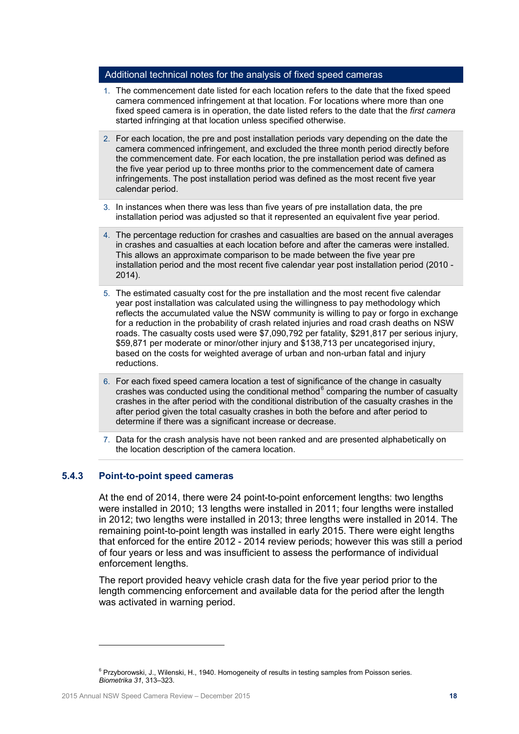### Additional technical notes for the analysis of fixed speed cameras

1. The commencement date listed for each location refers to the date that the fixed speed camera commenced infringement at that location. For locations where more than one fixed speed camera is in operation, the date listed refers to the date that the *first camera* started infringing at that location unless specified otherwise.
2. For each location, the pre and post installation periods vary depending on the date the camera commenced infringement, and excluded the three month period directly before the commencement date. For each location, the pre installation period was defined as the five year period up to three months prior to the commencement date of camera infringements. The post installation period was defined as the most recent five year calendar period.
3. In instances when there was less than five years of pre installation data, the pre installation period was adjusted so that it represented an equivalent five year period.
4. The percentage reduction for crashes and casualties are based on the annual averages in crashes and casualties at each location before and after the cameras were installed. This allows an approximate comparison to be made between the five year pre installation period and the most recent five calendar year post installation period (2010 - 2014).
5. The estimated casualty cost for the pre installation and the most recent five calendar year post installation was calculated using the willingness to pay methodology which reflects the accumulated value the NSW community is willing to pay or forgo in exchange for a reduction in the probability of crash related injuries and road crash deaths on NSW roads. The casualty costs used were $7,090,792 per fatality, $291,817 per serious injury, $59,871 per moderate or minor/other injury and $138,713 per uncategorised injury, based on the costs for weighted average of urban and non-urban fatal and injury reductions.
6. For each fixed speed camera location a test of significance of the change in casualty crashes was conducted using the conditional method[6] comparing the number of casualty crashes in the after period with the conditional distribution of the casualty crashes in the after period given the total casualty crashes in both the before and after period to determine if there was a significant increase or decrease.
7. Data for the crash analysis have not been ranked and are presented alphabetically on the location description of the camera location.

### 5.4.3 Point-to-point speed cameras

At the end of 2014, there were 24 point-to-point enforcement lengths: two lengths were installed in 2010; 13 lengths were installed in 2011; four lengths were installed in 2012; two lengths were installed in 2013; three lengths were installed in 2014. The remaining point-to-point length was installed in early 2015. There were eight lengths that enforced for the entire 2012 - 2014 review periods; however this was still a period of four years or less and was insufficient to assess the performance of individual enforcement lengths.

The report provided heavy vehicle crash data for the five year period prior to the length commencing enforcement and available data for the period after the length was activated in warning period.

[6] Przyborowski, J., Wilenski, H., 1940. Homogeneity of results in testing samples from Poisson series. *Biometrika 31*, 313–323.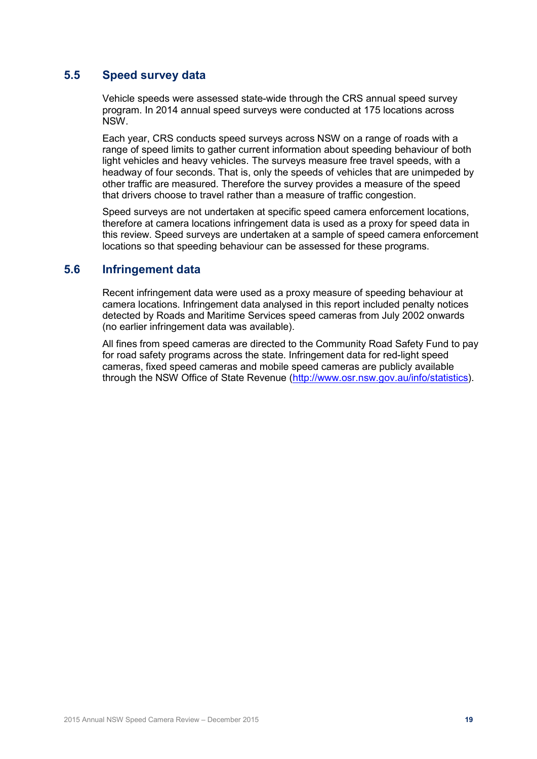## 5.5 Speed survey data

Vehicle speeds were assessed state-wide through the CRS annual speed survey program. In 2014 annual speed surveys were conducted at 175 locations across NSW.

Each year, CRS conducts speed surveys across NSW on a range of roads with a range of speed limits to gather current information about speeding behaviour of both light vehicles and heavy vehicles. The surveys measure free travel speeds, with a headway of four seconds. That is, only the speeds of vehicles that are unimpeded by other traffic are measured. Therefore the survey provides a measure of the speed that drivers choose to travel rather than a measure of traffic congestion.

Speed surveys are not undertaken at specific speed camera enforcement locations, therefore at camera locations infringement data is used as a proxy for speed data in this review. Speed surveys are undertaken at a sample of speed camera enforcement locations so that speeding behaviour can be assessed for these programs.

## 5.6 Infringement data

Recent infringement data were used as a proxy measure of speeding behaviour at camera locations. Infringement data analysed in this report included penalty notices detected by Roads and Maritime Services speed cameras from July 2002 onwards (no earlier infringement data was available).

All fines from speed cameras are directed to the Community Road Safety Fund to pay for road safety programs across the state. Infringement data for red-light speed cameras, fixed speed cameras and mobile speed cameras are publicly available through the NSW Office of State Revenue (http://www.osr.nsw.gov.au/info/statistics).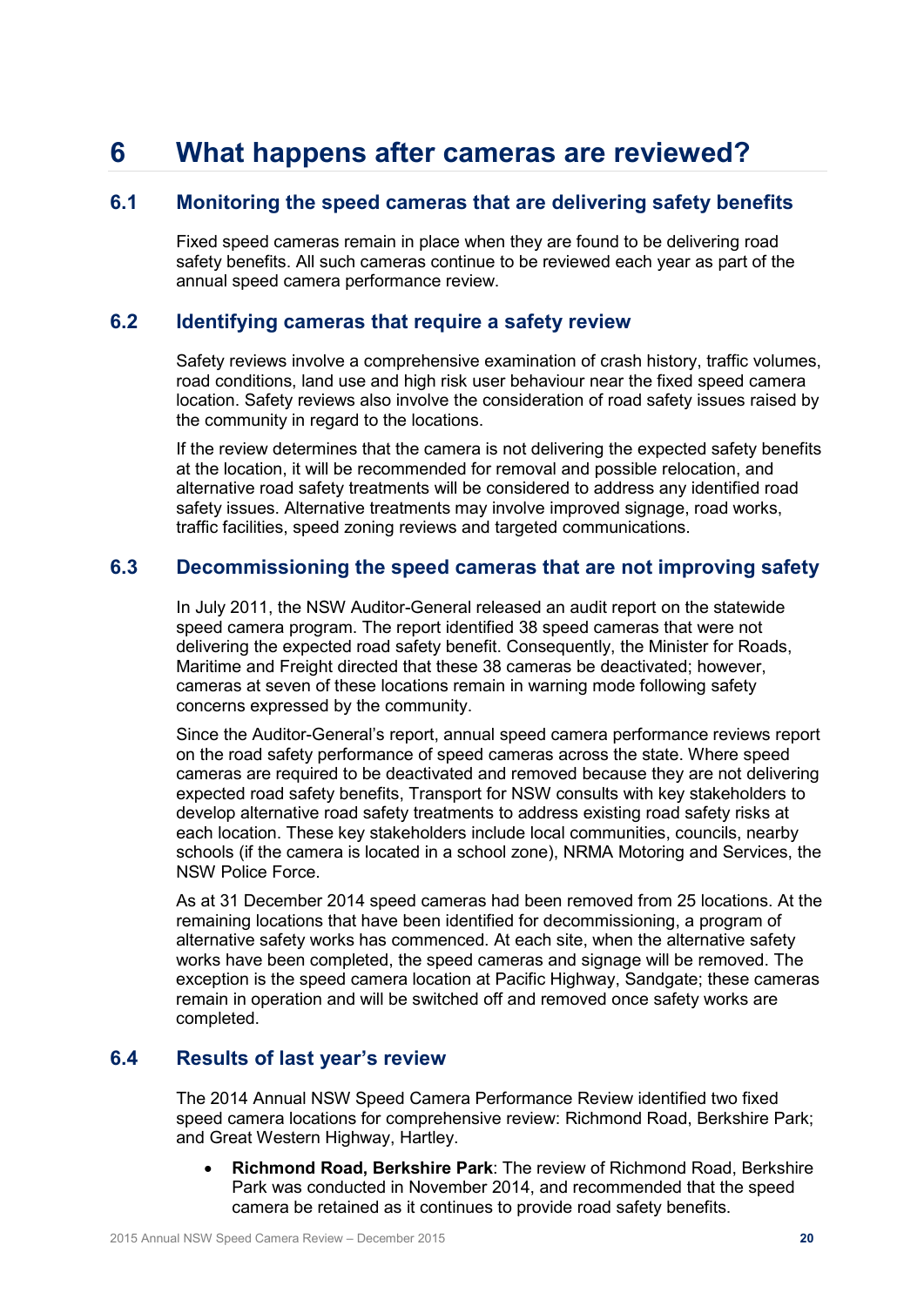# 6 What happens after cameras are reviewed?

## 6.1 Monitoring the speed cameras that are delivering safety benefits

Fixed speed cameras remain in place when they are found to be delivering road safety benefits. All such cameras continue to be reviewed each year as part of the annual speed camera performance review.

## 6.2 Identifying cameras that require a safety review

Safety reviews involve a comprehensive examination of crash history, traffic volumes, road conditions, land use and high risk user behaviour near the fixed speed camera location. Safety reviews also involve the consideration of road safety issues raised by the community in regard to the locations.

If the review determines that the camera is not delivering the expected safety benefits at the location, it will be recommended for removal and possible relocation, and alternative road safety treatments will be considered to address any identified road safety issues. Alternative treatments may involve improved signage, road works, traffic facilities, speed zoning reviews and targeted communications.

## 6.3 Decommissioning the speed cameras that are not improving safety

In July 2011, the NSW Auditor-General released an audit report on the statewide speed camera program. The report identified 38 speed cameras that were not delivering the expected road safety benefit. Consequently, the Minister for Roads, Maritime and Freight directed that these 38 cameras be deactivated; however, cameras at seven of these locations remain in warning mode following safety concerns expressed by the community.

Since the Auditor-General's report, annual speed camera performance reviews report on the road safety performance of speed cameras across the state. Where speed cameras are required to be deactivated and removed because they are not delivering expected road safety benefits, Transport for NSW consults with key stakeholders to develop alternative road safety treatments to address existing road safety risks at each location. These key stakeholders include local communities, councils, nearby schools (if the camera is located in a school zone), NRMA Motoring and Services, the NSW Police Force.

As at 31 December 2014 speed cameras had been removed from 25 locations. At the remaining locations that have been identified for decommissioning, a program of alternative safety works has commenced. At each site, when the alternative safety works have been completed, the speed cameras and signage will be removed. The exception is the speed camera location at Pacific Highway, Sandgate; these cameras remain in operation and will be switched off and removed once safety works are completed.

## 6.4 Results of last year's review

The 2014 Annual NSW Speed Camera Performance Review identified two fixed speed camera locations for comprehensive review: Richmond Road, Berkshire Park; and Great Western Highway, Hartley.

- **Richmond Road, Berkshire Park**: The review of Richmond Road, Berkshire Park was conducted in November 2014, and recommended that the speed camera be retained as it continues to provide road safety benefits.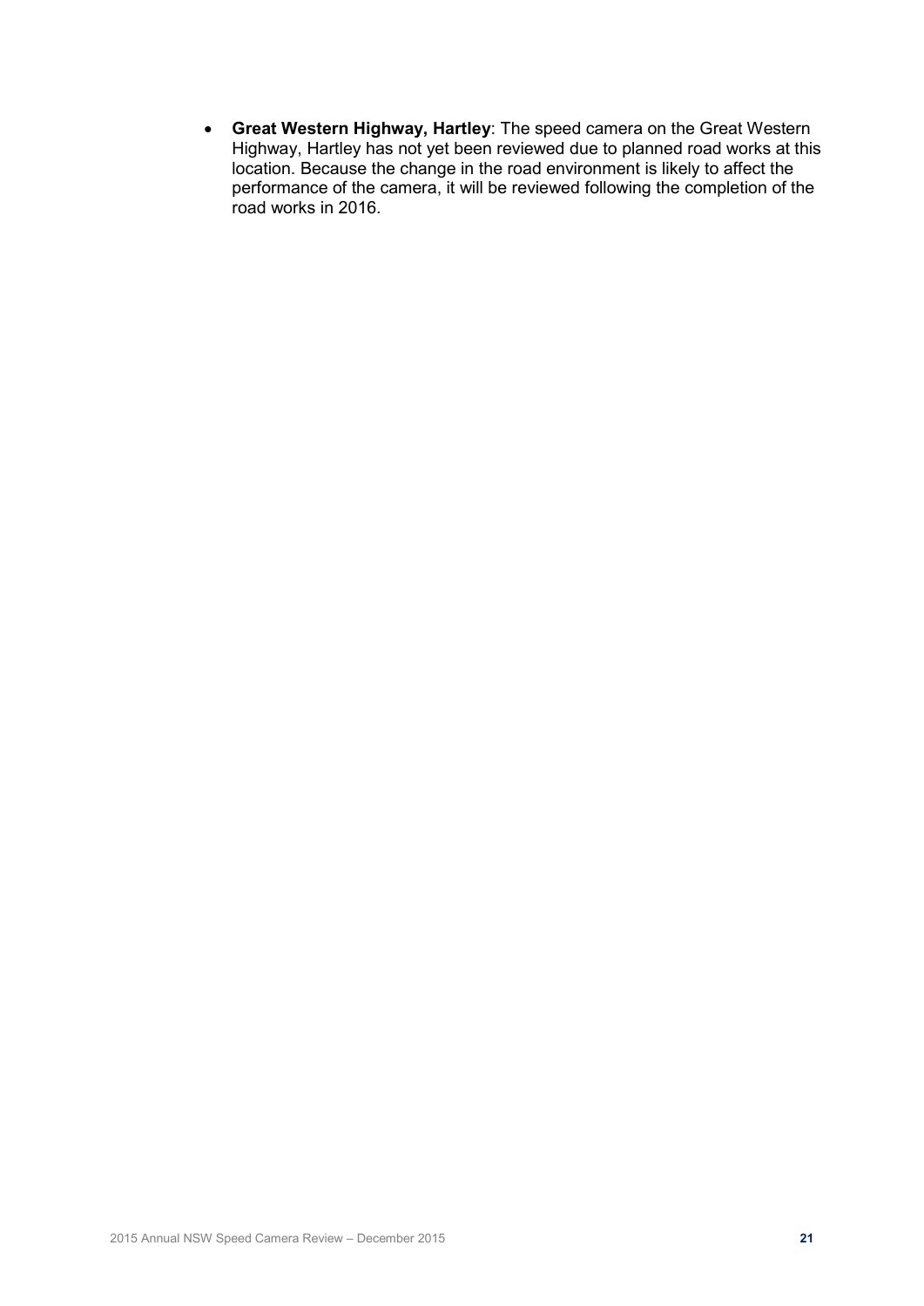- **Great Western Highway, Hartley**: The speed camera on the Great Western Highway, Hartley has not yet been reviewed due to planned road works at this location. Because the change in the road environment is likely to affect the performance of the camera, it will be reviewed following the completion of the road works in 2016.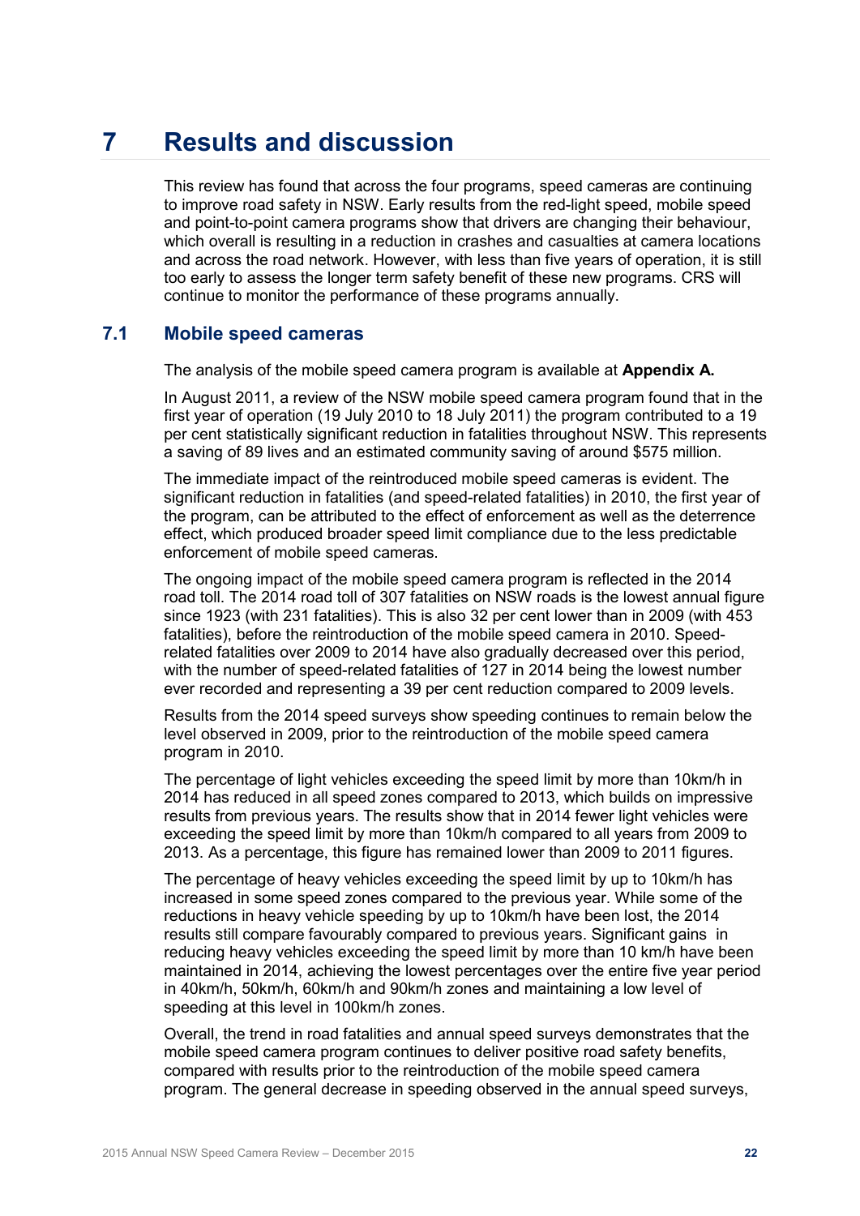# 7 Results and discussion

This review has found that across the four programs, speed cameras are continuing to improve road safety in NSW. Early results from the red-light speed, mobile speed and point-to-point camera programs show that drivers are changing their behaviour, which overall is resulting in a reduction in crashes and casualties at camera locations and across the road network. However, with less than five years of operation, it is still too early to assess the longer term safety benefit of these new programs. CRS will continue to monitor the performance of these programs annually.

## 7.1 Mobile speed cameras

The analysis of the mobile speed camera program is available at **Appendix A.**

In August 2011, a review of the NSW mobile speed camera program found that in the first year of operation (19 July 2010 to 18 July 2011) the program contributed to a 19 per cent statistically significant reduction in fatalities throughout NSW. This represents a saving of 89 lives and an estimated community saving of around $575 million.

The immediate impact of the reintroduced mobile speed cameras is evident. The significant reduction in fatalities (and speed-related fatalities) in 2010, the first year of the program, can be attributed to the effect of enforcement as well as the deterrence effect, which produced broader speed limit compliance due to the less predictable enforcement of mobile speed cameras.

The ongoing impact of the mobile speed camera program is reflected in the 2014 road toll. The 2014 road toll of 307 fatalities on NSW roads is the lowest annual figure since 1923 (with 231 fatalities). This is also 32 per cent lower than in 2009 (with 453 fatalities), before the reintroduction of the mobile speed camera in 2010. Speed-related fatalities over 2009 to 2014 have also gradually decreased over this period, with the number of speed-related fatalities of 127 in 2014 being the lowest number ever recorded and representing a 39 per cent reduction compared to 2009 levels.

Results from the 2014 speed surveys show speeding continues to remain below the level observed in 2009, prior to the reintroduction of the mobile speed camera program in 2010.

The percentage of light vehicles exceeding the speed limit by more than 10km/h in 2014 has reduced in all speed zones compared to 2013, which builds on impressive results from previous years. The results show that in 2014 fewer light vehicles were exceeding the speed limit by more than 10km/h compared to all years from 2009 to 2013. As a percentage, this figure has remained lower than 2009 to 2011 figures.

The percentage of heavy vehicles exceeding the speed limit by up to 10km/h has increased in some speed zones compared to the previous year. While some of the reductions in heavy vehicle speeding by up to 10km/h have been lost, the 2014 results still compare favourably compared to previous years. Significant gains in reducing heavy vehicles exceeding the speed limit by more than 10 km/h have been maintained in 2014, achieving the lowest percentages over the entire five year period in 40km/h, 50km/h, 60km/h and 90km/h zones and maintaining a low level of speeding at this level in 100km/h zones.

Overall, the trend in road fatalities and annual speed surveys demonstrates that the mobile speed camera program continues to deliver positive road safety benefits, compared with results prior to the reintroduction of the mobile speed camera program. The general decrease in speeding observed in the annual speed surveys,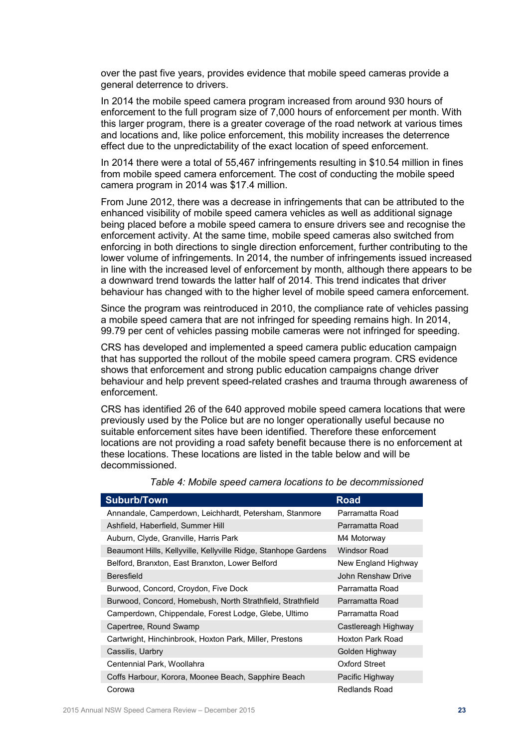over the past five years, provides evidence that mobile speed cameras provide a general deterrence to drivers.

In 2014 the mobile speed camera program increased from around 930 hours of enforcement to the full program size of 7,000 hours of enforcement per month. With this larger program, there is a greater coverage of the road network at various times and locations and, like police enforcement, this mobility increases the deterrence effect due to the unpredictability of the exact location of speed enforcement.

In 2014 there were a total of 55,467 infringements resulting in $10.54 million in fines from mobile speed camera enforcement. The cost of conducting the mobile speed camera program in 2014 was $17.4 million.

From June 2012, there was a decrease in infringements that can be attributed to the enhanced visibility of mobile speed camera vehicles as well as additional signage being placed before a mobile speed camera to ensure drivers see and recognise the enforcement activity. At the same time, mobile speed cameras also switched from enforcing in both directions to single direction enforcement, further contributing to the lower volume of infringements. In 2014, the number of infringements issued increased in line with the increased level of enforcement by month, although there appears to be a downward trend towards the latter half of 2014. This trend indicates that driver behaviour has changed with to the higher level of mobile speed camera enforcement.

Since the program was reintroduced in 2010, the compliance rate of vehicles passing a mobile speed camera that are not infringed for speeding remains high. In 2014, 99.79 per cent of vehicles passing mobile cameras were not infringed for speeding.

CRS has developed and implemented a speed camera public education campaign that has supported the rollout of the mobile speed camera program. CRS evidence shows that enforcement and strong public education campaigns change driver behaviour and help prevent speed-related crashes and trauma through awareness of enforcement.

CRS has identified 26 of the 640 approved mobile speed camera locations that were previously used by the Police but are no longer operationally useful because no suitable enforcement sites have been identified. Therefore these enforcement locations are not providing a road safety benefit because there is no enforcement at these locations. These locations are listed in the table below and will be decommissioned.

*Table 4: Mobile speed camera locations to be decommissioned*

| Suburb/Town | Road |
|---|---|
| Annandale, Camperdown, Leichhardt, Petersham, Stanmore | Parramatta Road |
| Ashfield, Haberfield, Summer Hill | Parramatta Road |
| Auburn, Clyde, Granville, Harris Park | M4 Motorway |
| Beaumont Hills, Kellyville, Kellyville Ridge, Stanhope Gardens | Windsor Road |
| Belford, Branxton, East Branxton, Lower Belford | New England Highway |
| Beresfield | John Renshaw Drive |
| Burwood, Concord, Croydon, Five Dock | Parramatta Road |
| Burwood, Concord, Homebush, North Strathfield, Strathfield | Parramatta Road |
| Camperdown, Chippendale, Forest Lodge, Glebe, Ultimo | Parramatta Road |
| Capertree, Round Swamp | Castlereagh Highway |
| Cartwright, Hinchinbrook, Hoxton Park, Miller, Prestons | Hoxton Park Road |
| Cassilis, Uarbry | Golden Highway |
| Centennial Park, Woollahra | Oxford Street |
| Coffs Harbour, Korora, Moonee Beach, Sapphire Beach | Pacific Highway |
| Corowa | Redlands Road |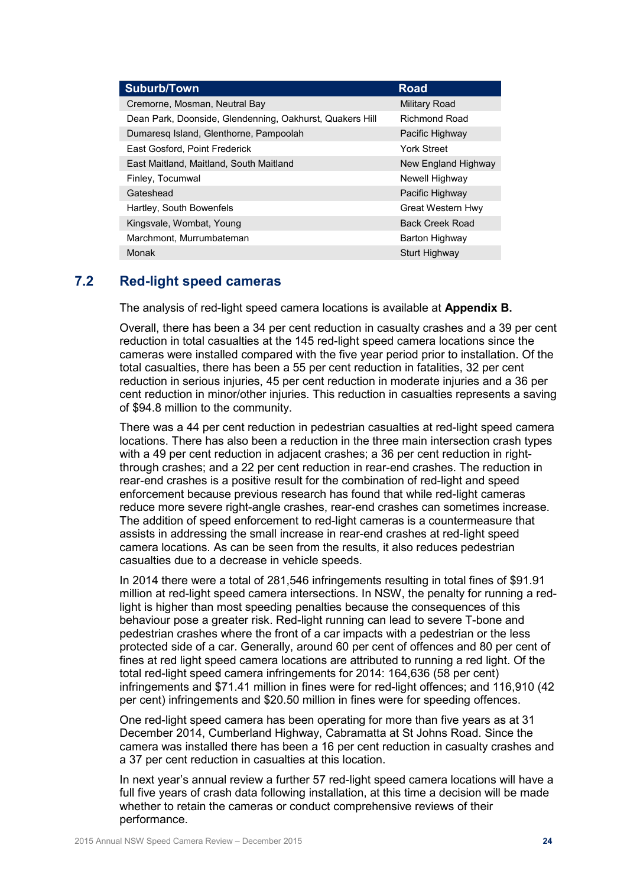| Suburb/Town | Road |
| --- | --- |
| Cremorne, Mosman, Neutral Bay | Military Road |
| Dean Park, Doonside, Glendenning, Oakhurst, Quakers Hill | Richmond Road |
| Dumaresq Island, Glenthorne, Pampoolah | Pacific Highway |
| East Gosford, Point Frederick | York Street |
| East Maitland, Maitland, South Maitland | New England Highway |
| Finley, Tocumwal | Newell Highway |
| Gateshead | Pacific Highway |
| Hartley, South Bowenfels | Great Western Hwy |
| Kingsvale, Wombat, Young | Back Creek Road |
| Marchmont, Murrumbateman | Barton Highway |
| Monak | Sturt Highway |

## 7.2 Red-light speed cameras

The analysis of red-light speed camera locations is available at **Appendix B.**

Overall, there has been a 34 per cent reduction in casualty crashes and a 39 per cent reduction in total casualties at the 145 red-light speed camera locations since the cameras were installed compared with the five year period prior to installation. Of the total casualties, there has been a 55 per cent reduction in fatalities, 32 per cent reduction in serious injuries, 45 per cent reduction in moderate injuries and a 36 per cent reduction in minor/other injuries. This reduction in casualties represents a saving of $94.8 million to the community.

There was a 44 per cent reduction in pedestrian casualties at red-light speed camera locations. There has also been a reduction in the three main intersection crash types with a 49 per cent reduction in adjacent crashes; a 36 per cent reduction in right-through crashes; and a 22 per cent reduction in rear-end crashes. The reduction in rear-end crashes is a positive result for the combination of red-light and speed enforcement because previous research has found that while red-light cameras reduce more severe right-angle crashes, rear-end crashes can sometimes increase. The addition of speed enforcement to red-light cameras is a countermeasure that assists in addressing the small increase in rear-end crashes at red-light speed camera locations. As can be seen from the results, it also reduces pedestrian casualties due to a decrease in vehicle speeds.

In 2014 there were a total of 281,546 infringements resulting in total fines of $91.91 million at red-light speed camera intersections. In NSW, the penalty for running a red-light is higher than most speeding penalties because the consequences of this behaviour pose a greater risk. Red-light running can lead to severe T-bone and pedestrian crashes where the front of a car impacts with a pedestrian or the less protected side of a car. Generally, around 60 per cent of offences and 80 per cent of fines at red light speed camera locations are attributed to running a red light. Of the total red-light speed camera infringements for 2014: 164,636 (58 per cent) infringements and $71.41 million in fines were for red-light offences; and 116,910 (42 per cent) infringements and $20.50 million in fines were for speeding offences.

One red-light speed camera has been operating for more than five years as at 31 December 2014, Cumberland Highway, Cabramatta at St Johns Road. Since the camera was installed there has been a 16 per cent reduction in casualty crashes and a 37 per cent reduction in casualties at this location.

In next year's annual review a further 57 red-light speed camera locations will have a full five years of crash data following installation, at this time a decision will be made whether to retain the cameras or conduct comprehensive reviews of their performance.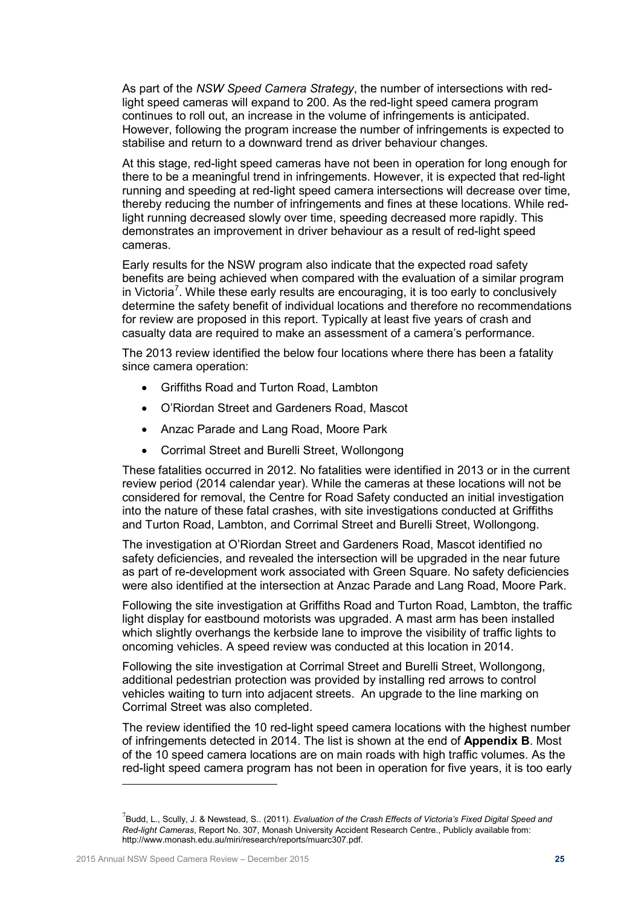As part of the *NSW Speed Camera Strategy*, the number of intersections with red-light speed cameras will expand to 200. As the red-light speed camera program continues to roll out, an increase in the volume of infringements is anticipated. However, following the program increase the number of infringements is expected to stabilise and return to a downward trend as driver behaviour changes.

At this stage, red-light speed cameras have not been in operation for long enough for there to be a meaningful trend in infringements. However, it is expected that red-light running and speeding at red-light speed camera intersections will decrease over time, thereby reducing the number of infringements and fines at these locations. While red-light running decreased slowly over time, speeding decreased more rapidly. This demonstrates an improvement in driver behaviour as a result of red-light speed cameras.

Early results for the NSW program also indicate that the expected road safety benefits are being achieved when compared with the evaluation of a similar program in Victoria[7]. While these early results are encouraging, it is too early to conclusively determine the safety benefit of individual locations and therefore no recommendations for review are proposed in this report. Typically at least five years of crash and casualty data are required to make an assessment of a camera's performance.

The 2013 review identified the below four locations where there has been a fatality since camera operation:

- Griffiths Road and Turton Road, Lambton
- O'Riordan Street and Gardeners Road, Mascot
- Anzac Parade and Lang Road, Moore Park
- Corrimal Street and Burelli Street, Wollongong

These fatalities occurred in 2012. No fatalities were identified in 2013 or in the current review period (2014 calendar year). While the cameras at these locations will not be considered for removal, the Centre for Road Safety conducted an initial investigation into the nature of these fatal crashes, with site investigations conducted at Griffiths and Turton Road, Lambton, and Corrimal Street and Burelli Street, Wollongong.

The investigation at O'Riordan Street and Gardeners Road, Mascot identified no safety deficiencies, and revealed the intersection will be upgraded in the near future as part of re-development work associated with Green Square. No safety deficiencies were also identified at the intersection at Anzac Parade and Lang Road, Moore Park.

Following the site investigation at Griffiths Road and Turton Road, Lambton, the traffic light display for eastbound motorists was upgraded. A mast arm has been installed which slightly overhangs the kerbside lane to improve the visibility of traffic lights to oncoming vehicles. A speed review was conducted at this location in 2014.

Following the site investigation at Corrimal Street and Burelli Street, Wollongong, additional pedestrian protection was provided by installing red arrows to control vehicles waiting to turn into adjacent streets. An upgrade to the line marking on Corrimal Street was also completed.

The review identified the 10 red-light speed camera locations with the highest number of infringements detected in 2014. The list is shown at the end of **Appendix B**. Most of the 10 speed camera locations are on main roads with high traffic volumes. As the red-light speed camera program has not been in operation for five years, it is too early

---

[7] Budd, L., Scully, J. & Newstead, S.. (2011). *Evaluation of the Crash Effects of Victoria's Fixed Digital Speed and Red-light Cameras*, Report No. 307, Monash University Accident Research Centre., Publicly available from: http://www.monash.edu.au/miri/research/reports/muarc307.pdf.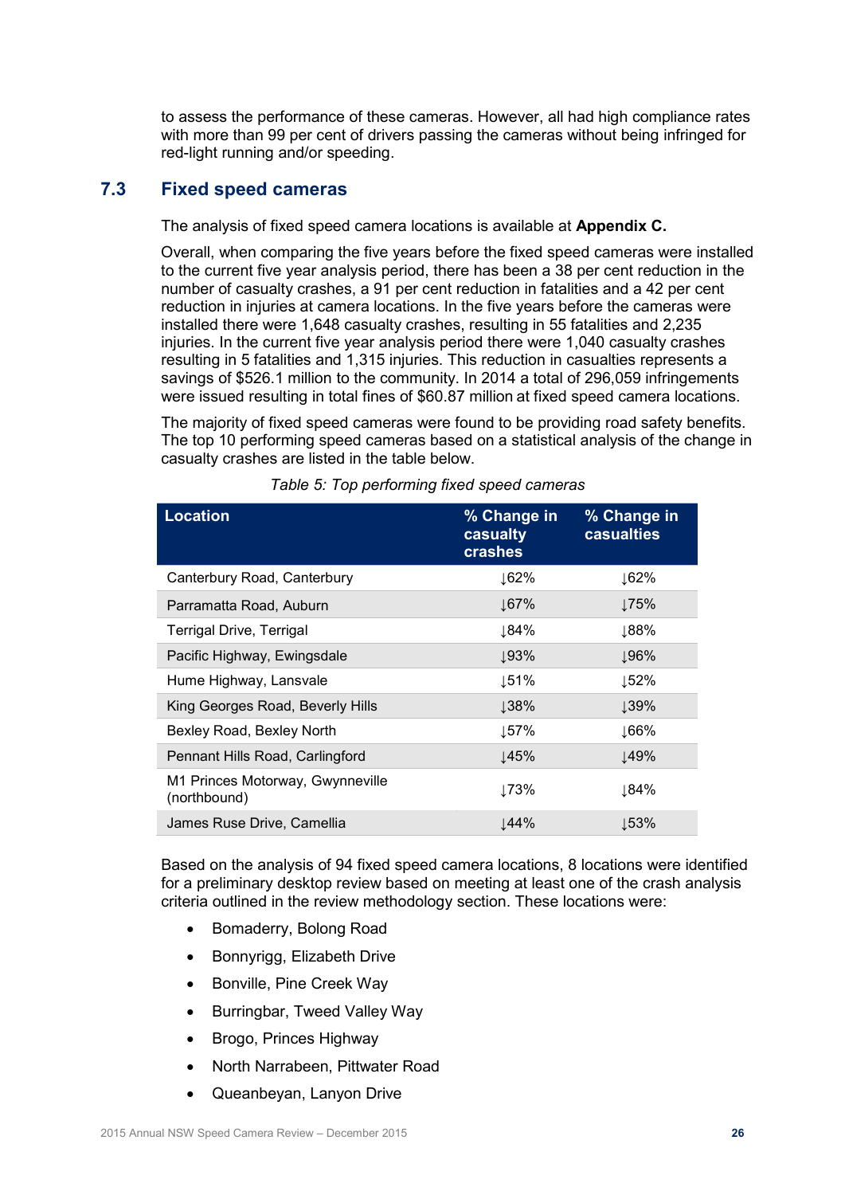to assess the performance of these cameras. However, all had high compliance rates with more than 99 per cent of drivers passing the cameras without being infringed for red-light running and/or speeding.

## 7.3 Fixed speed cameras

The analysis of fixed speed camera locations is available at **Appendix C.**

Overall, when comparing the five years before the fixed speed cameras were installed to the current five year analysis period, there has been a 38 per cent reduction in the number of casualty crashes, a 91 per cent reduction in fatalities and a 42 per cent reduction in injuries at camera locations. In the five years before the cameras were installed there were 1,648 casualty crashes, resulting in 55 fatalities and 2,235 injuries. In the current five year analysis period there were 1,040 casualty crashes resulting in 5 fatalities and 1,315 injuries. This reduction in casualties represents a savings of $526.1 million to the community. In 2014 a total of 296,059 infringements were issued resulting in total fines of $60.87 million at fixed speed camera locations.

The majority of fixed speed cameras were found to be providing road safety benefits. The top 10 performing speed cameras based on a statistical analysis of the change in casualty crashes are listed in the table below.

*Table 5: Top performing fixed speed cameras*

| Location | % Change in casualty crashes | % Change in casualties |
|---|---|---|
| Canterbury Road, Canterbury | ↓62% | ↓62% |
| Parramatta Road, Auburn | ↓67% | ↓75% |
| Terrigal Drive, Terrigal | ↓84% | ↓88% |
| Pacific Highway, Ewingsdale | ↓93% | ↓96% |
| Hume Highway, Lansvale | ↓51% | ↓52% |
| King Georges Road, Beverly Hills | ↓38% | ↓39% |
| Bexley Road, Bexley North | ↓57% | ↓66% |
| Pennant Hills Road, Carlingford | ↓45% | ↓49% |
| M1 Princes Motorway, Gwynneville (northbound) | ↓73% | ↓84% |
| James Ruse Drive, Camellia | ↓44% | ↓53% |

Based on the analysis of 94 fixed speed camera locations, 8 locations were identified for a preliminary desktop review based on meeting at least one of the crash analysis criteria outlined in the review methodology section. These locations were:

- Bomaderry, Bolong Road
- Bonnyrigg, Elizabeth Drive
- Bonville, Pine Creek Way
- Burringbar, Tweed Valley Way
- Brogo, Princes Highway
- North Narrabeen, Pittwater Road
- Queanbeyan, Lanyon Drive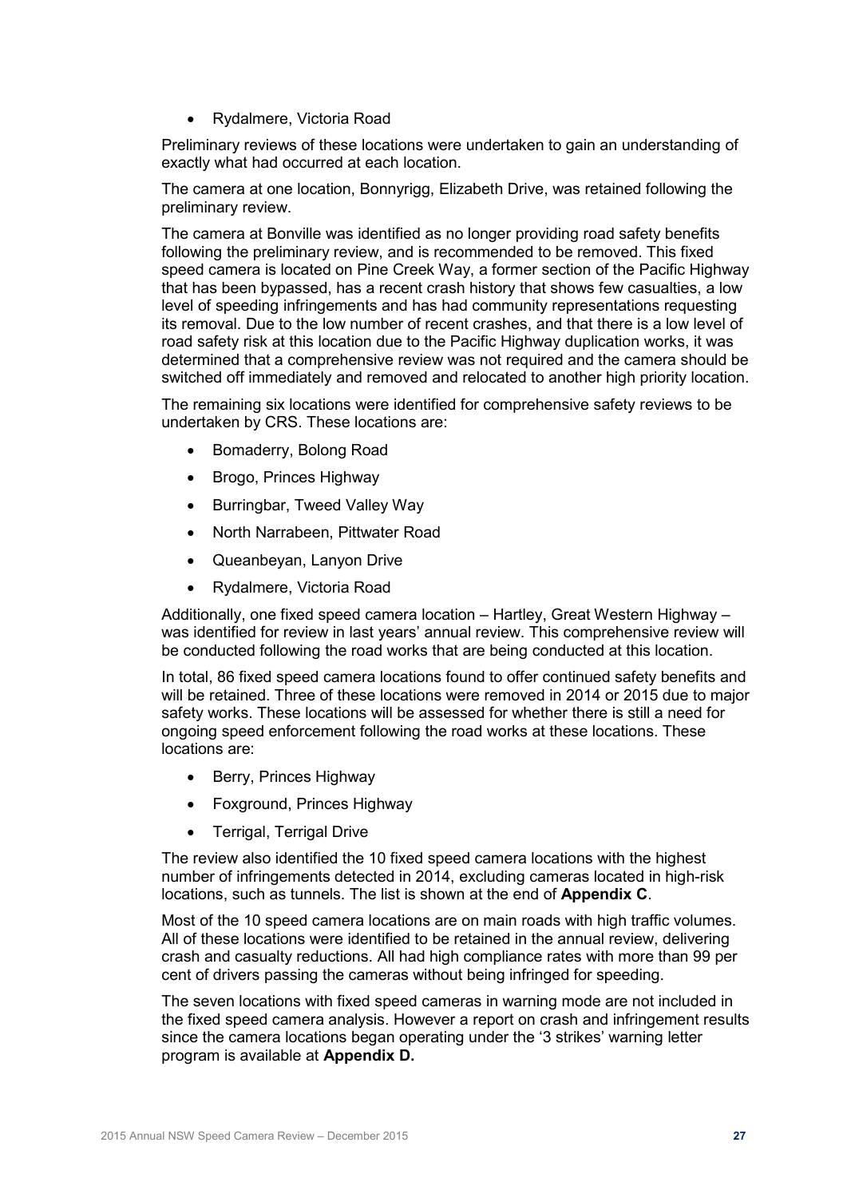- Rydalmere, Victoria Road

Preliminary reviews of these locations were undertaken to gain an understanding of exactly what had occurred at each location.

The camera at one location, Bonnyrigg, Elizabeth Drive, was retained following the preliminary review.

The camera at Bonville was identified as no longer providing road safety benefits following the preliminary review, and is recommended to be removed. This fixed speed camera is located on Pine Creek Way, a former section of the Pacific Highway that has been bypassed, has a recent crash history that shows few casualties, a low level of speeding infringements and has had community representations requesting its removal. Due to the low number of recent crashes, and that there is a low level of road safety risk at this location due to the Pacific Highway duplication works, it was determined that a comprehensive review was not required and the camera should be switched off immediately and removed and relocated to another high priority location.

The remaining six locations were identified for comprehensive safety reviews to be undertaken by CRS. These locations are:

- Bomaderry, Bolong Road
- Brogo, Princes Highway
- Burringbar, Tweed Valley Way
- North Narrabeen, Pittwater Road
- Queanbeyan, Lanyon Drive
- Rydalmere, Victoria Road

Additionally, one fixed speed camera location – Hartley, Great Western Highway – was identified for review in last years' annual review. This comprehensive review will be conducted following the road works that are being conducted at this location.

In total, 86 fixed speed camera locations found to offer continued safety benefits and will be retained. Three of these locations were removed in 2014 or 2015 due to major safety works. These locations will be assessed for whether there is still a need for ongoing speed enforcement following the road works at these locations. These locations are:

- Berry, Princes Highway
- Foxground, Princes Highway
- Terrigal, Terrigal Drive

The review also identified the 10 fixed speed camera locations with the highest number of infringements detected in 2014, excluding cameras located in high-risk locations, such as tunnels. The list is shown at the end of **Appendix C**.

Most of the 10 speed camera locations are on main roads with high traffic volumes. All of these locations were identified to be retained in the annual review, delivering crash and casualty reductions. All had high compliance rates with more than 99 per cent of drivers passing the cameras without being infringed for speeding.

The seven locations with fixed speed cameras in warning mode are not included in the fixed speed camera analysis. However a report on crash and infringement results since the camera locations began operating under the '3 strikes' warning letter program is available at **Appendix D.**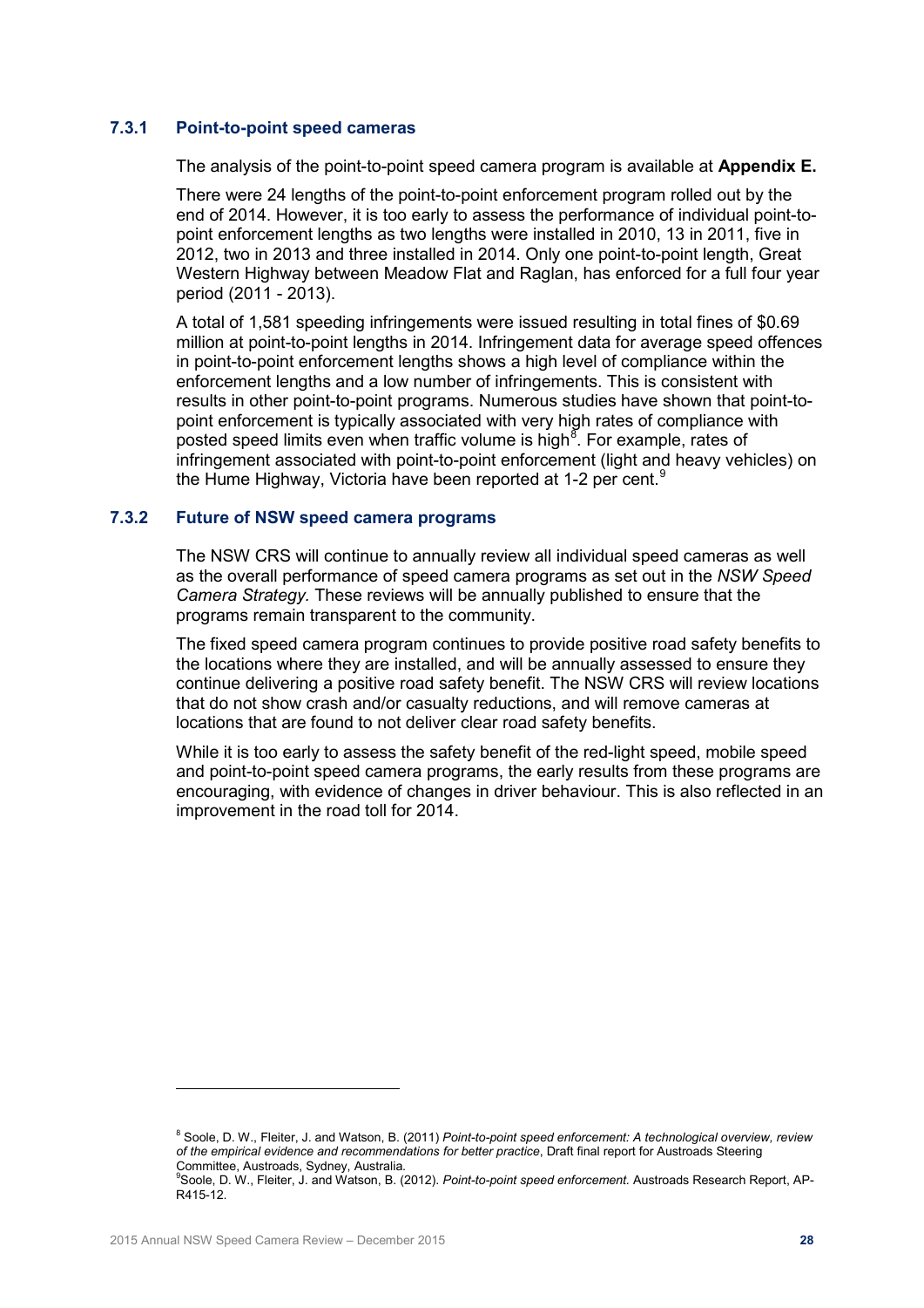### 7.3.1 Point-to-point speed cameras

The analysis of the point-to-point speed camera program is available at **Appendix E.**

There were 24 lengths of the point-to-point enforcement program rolled out by the end of 2014. However, it is too early to assess the performance of individual point-to-point enforcement lengths as two lengths were installed in 2010, 13 in 2011, five in 2012, two in 2013 and three installed in 2014. Only one point-to-point length, Great Western Highway between Meadow Flat and Raglan, has enforced for a full four year period (2011 - 2013).

A total of 1,581 speeding infringements were issued resulting in total fines of $0.69 million at point-to-point lengths in 2014. Infringement data for average speed offences in point-to-point enforcement lengths shows a high level of compliance within the enforcement lengths and a low number of infringements. This is consistent with results in other point-to-point programs. Numerous studies have shown that point-to-point enforcement is typically associated with very high rates of compliance with posted speed limits even when traffic volume is high[8]. For example, rates of infringement associated with point-to-point enforcement (light and heavy vehicles) on the Hume Highway, Victoria have been reported at 1-2 per cent.[9]

### 7.3.2 Future of NSW speed camera programs

The NSW CRS will continue to annually review all individual speed cameras as well as the overall performance of speed camera programs as set out in the *NSW Speed Camera Strategy.* These reviews will be annually published to ensure that the programs remain transparent to the community.

The fixed speed camera program continues to provide positive road safety benefits to the locations where they are installed, and will be annually assessed to ensure they continue delivering a positive road safety benefit. The NSW CRS will review locations that do not show crash and/or casualty reductions, and will remove cameras at locations that are found to not deliver clear road safety benefits.

While it is too early to assess the safety benefit of the red-light speed, mobile speed and point-to-point speed camera programs, the early results from these programs are encouraging, with evidence of changes in driver behaviour. This is also reflected in an improvement in the road toll for 2014.

---

[8] Soole, D. W., Fleiter, J. and Watson, B. (2011) *Point-to-point speed enforcement: A technological overview, review of the empirical evidence and recommendations for better practice*, Draft final report for Austroads Steering Committee, Austroads, Sydney, Australia.

[9] Soole, D. W., Fleiter, J. and Watson, B. (2012). *Point-to-point speed enforcement.* Austroads Research Report, AP-R415-12.